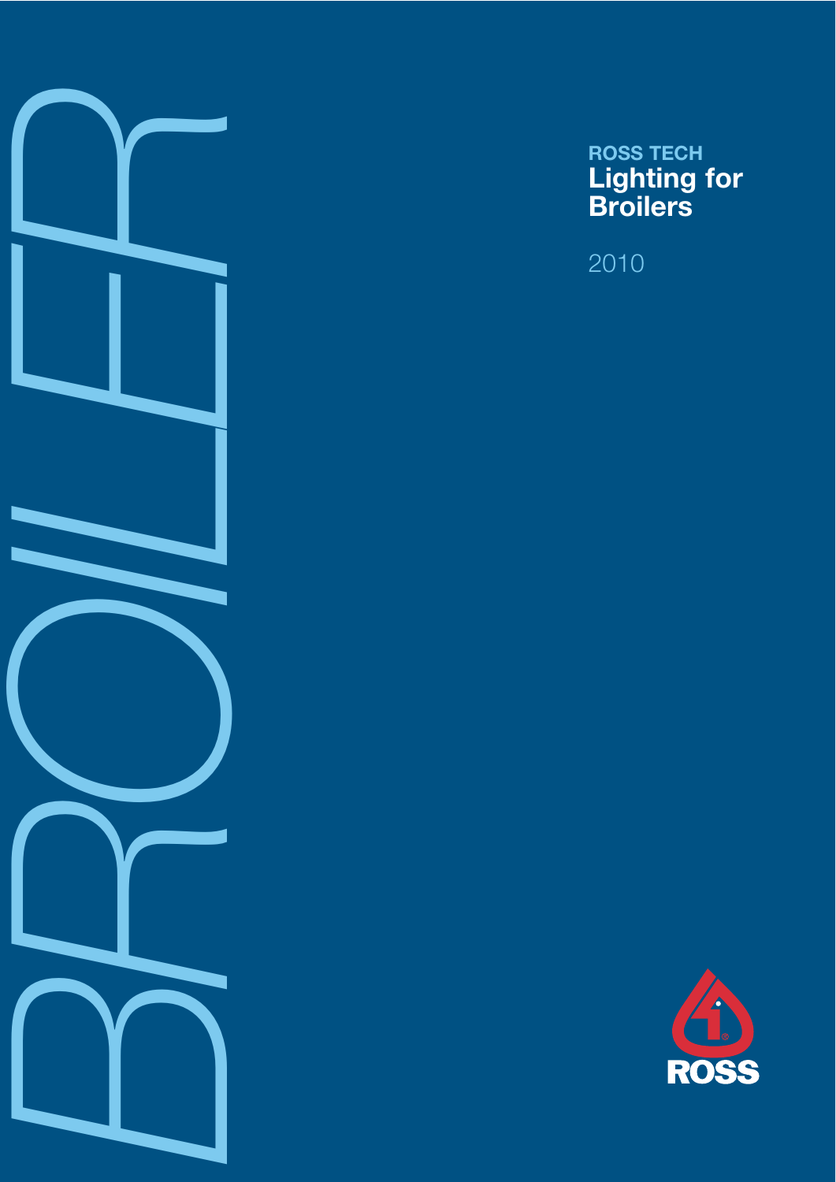BROILER

**ROSS TECH**

# Lighting for Broilers

2010

ROSS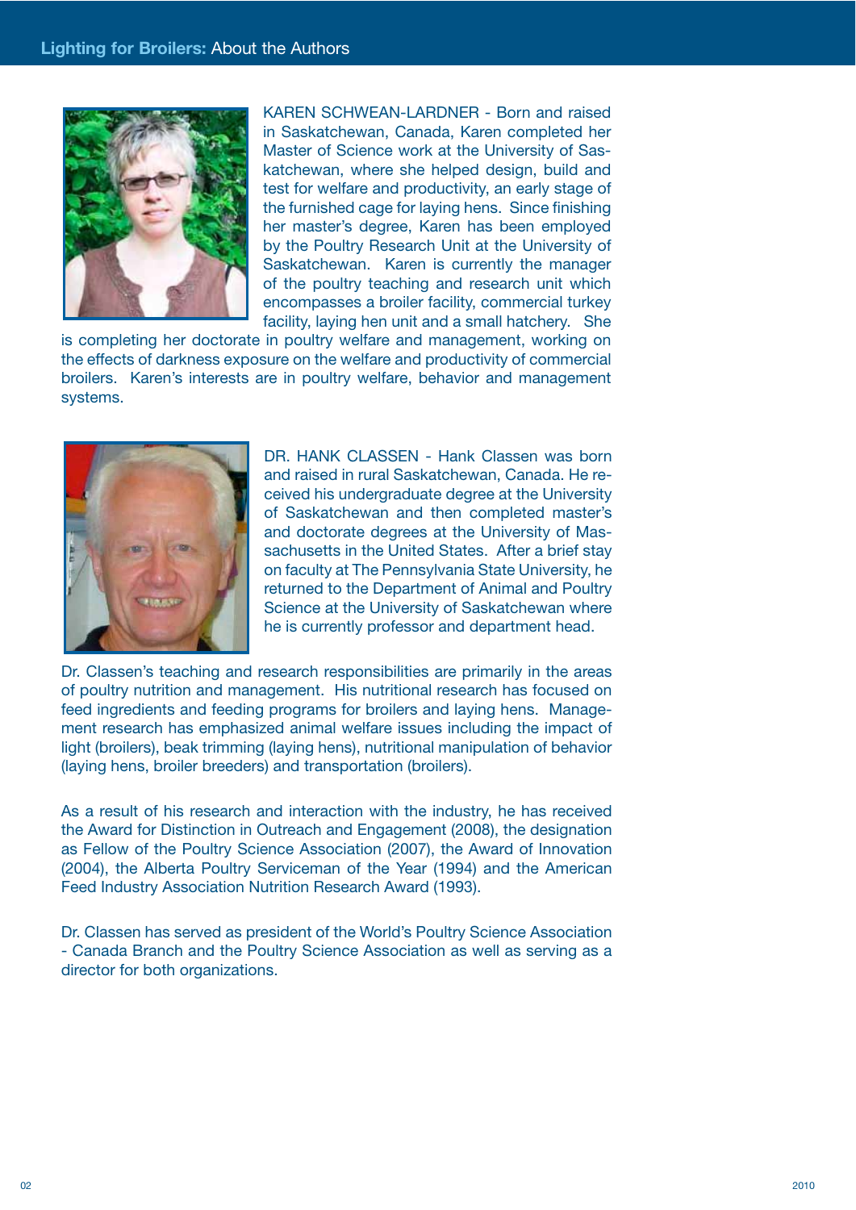KAREN SCHWEAN-LARDNER - Born and raised in Saskatchewan, Canada, Karen completed her Master of Science work at the University of Saskatchewan, where she helped design, build and test for welfare and productivity, an early stage of the furnished cage for laying hens. Since finishing her master's degree, Karen has been employed by the Poultry Research Unit at the University of Saskatchewan. Karen is currently the manager of the poultry teaching and research unit which encompasses a broiler facility, commercial turkey facility, laying hen unit and a small hatchery. She is completing her doctorate in poultry welfare and management, working on the effects of darkness exposure on the welfare and productivity of commercial broilers. Karen's interests are in poultry welfare, behavior and management systems.

DR. HANK CLASSEN - Hank Classen was born and raised in rural Saskatchewan, Canada. He received his undergraduate degree at the University of Saskatchewan and then completed master's and doctorate degrees at the University of Massachusetts in the United States. After a brief stay on faculty at The Pennsylvania State University, he returned to the Department of Animal and Poultry Science at the University of Saskatchewan where he is currently professor and department head.

Dr. Classen's teaching and research responsibilities are primarily in the areas of poultry nutrition and management. His nutritional research has focused on feed ingredients and feeding programs for broilers and laying hens. Management research has emphasized animal welfare issues including the impact of light (broilers), beak trimming (laying hens), nutritional manipulation of behavior (laying hens, broiler breeders) and transportation (broilers).

As a result of his research and interaction with the industry, he has received the Award for Distinction in Outreach and Engagement (2008), the designation as Fellow of the Poultry Science Association (2007), the Award of Innovation (2004), the Alberta Poultry Serviceman of the Year (1994) and the American Feed Industry Association Nutrition Research Award (1993).

Dr. Classen has served as president of the World's Poultry Science Association - Canada Branch and the Poultry Science Association as well as serving as a director for both organizations.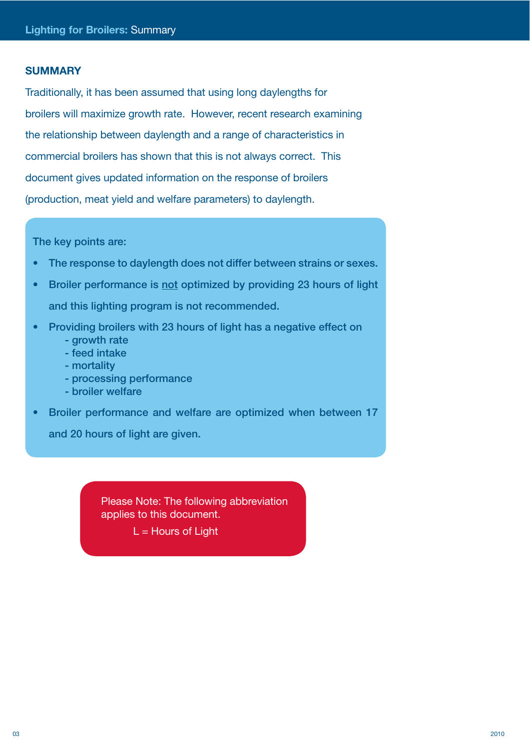## SUMMARY

Traditionally, it has been assumed that using long daylengths for broilers will maximize growth rate. However, recent research examining the relationship between daylength and a range of characteristics in commercial broilers has shown that this is not always correct. This document gives updated information on the response of broilers (production, meat yield and welfare parameters) to daylength.

The key points are:

- The response to daylength does not differ between strains or sexes.
- Broiler performance is not optimized by providing 23 hours of light and this lighting program is not recommended.
- Providing broilers with 23 hours of light has a negative effect on
  - growth rate
  - feed intake
  - mortality
  - processing performance
  - broiler welfare
- Broiler performance and welfare are optimized when between 17 and 20 hours of light are given.

Please Note: The following abbreviation applies to this document.

L = Hours of Light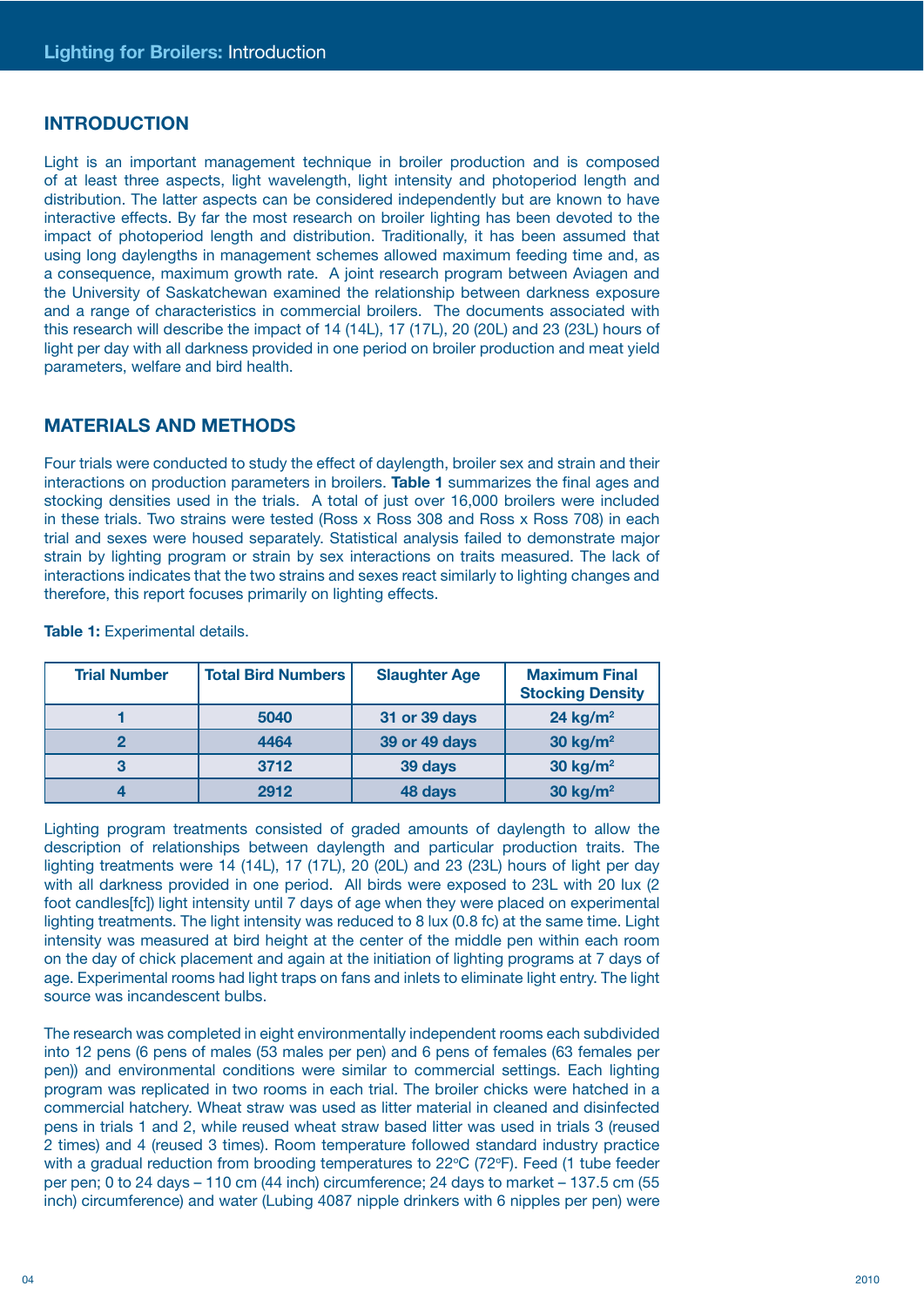## INTRODUCTION

Light is an important management technique in broiler production and is composed of at least three aspects, light wavelength, light intensity and photoperiod length and distribution. The latter aspects can be considered independently but are known to have interactive effects. By far the most research on broiler lighting has been devoted to the impact of photoperiod length and distribution. Traditionally, it has been assumed that using long daylengths in management schemes allowed maximum feeding time and, as a consequence, maximum growth rate. A joint research program between Aviagen and the University of Saskatchewan examined the relationship between darkness exposure and a range of characteristics in commercial broilers. The documents associated with this research will describe the impact of 14 (14L), 17 (17L), 20 (20L) and 23 (23L) hours of light per day with all darkness provided in one period on broiler production and meat yield parameters, welfare and bird health.

## MATERIALS AND METHODS

Four trials were conducted to study the effect of daylength, broiler sex and strain and their interactions on production parameters in broilers. **Table 1** summarizes the final ages and stocking densities used in the trials. A total of just over 16,000 broilers were included in these trials. Two strains were tested (Ross x Ross 308 and Ross x Ross 708) in each trial and sexes were housed separately. Statistical analysis failed to demonstrate major strain by lighting program or strain by sex interactions on traits measured. The lack of interactions indicates that the two strains and sexes react similarly to lighting changes and therefore, this report focuses primarily on lighting effects.

**Table 1:** Experimental details.

| Trial Number | Total Bird Numbers | Slaughter Age | Maximum Final Stocking Density |
|---|---|---|---|
| 1 | 5040 | 31 or 39 days | 24 kg/m$^2$ |
| 2 | 4464 | 39 or 49 days | 30 kg/m$^2$ |
| 3 | 3712 | 39 days | 30 kg/m$^2$ |
| 4 | 2912 | 48 days | 30 kg/m$^2$ |

Lighting program treatments consisted of graded amounts of daylength to allow the description of relationships between daylength and particular production traits. The lighting treatments were 14 (14L), 17 (17L), 20 (20L) and 23 (23L) hours of light per day with all darkness provided in one period. All birds were exposed to 23L with 20 lux (2 foot candles[fc]) light intensity until 7 days of age when they were placed on experimental lighting treatments. The light intensity was reduced to 8 lux (0.8 fc) at the same time. Light intensity was measured at bird height at the center of the middle pen within each room on the day of chick placement and again at the initiation of lighting programs at 7 days of age. Experimental rooms had light traps on fans and inlets to eliminate light entry. The light source was incandescent bulbs.

The research was completed in eight environmentally independent rooms each subdivided into 12 pens (6 pens of males (53 males per pen) and 6 pens of females (63 females per pen)) and environmental conditions were similar to commercial settings. Each lighting program was replicated in two rooms in each trial. The broiler chicks were hatched in a commercial hatchery. Wheat straw was used as litter material in cleaned and disinfected pens in trials 1 and 2, while reused wheat straw based litter was used in trials 3 (reused 2 times) and 4 (reused 3 times). Room temperature followed standard industry practice with a gradual reduction from brooding temperatures to 22°C (72°F). Feed (1 tube feeder per pen; 0 to 24 days – 110 cm (44 inch) circumference; 24 days to market – 137.5 cm (55 inch) circumference) and water (Lubing 4087 nipple drinkers with 6 nipples per pen) were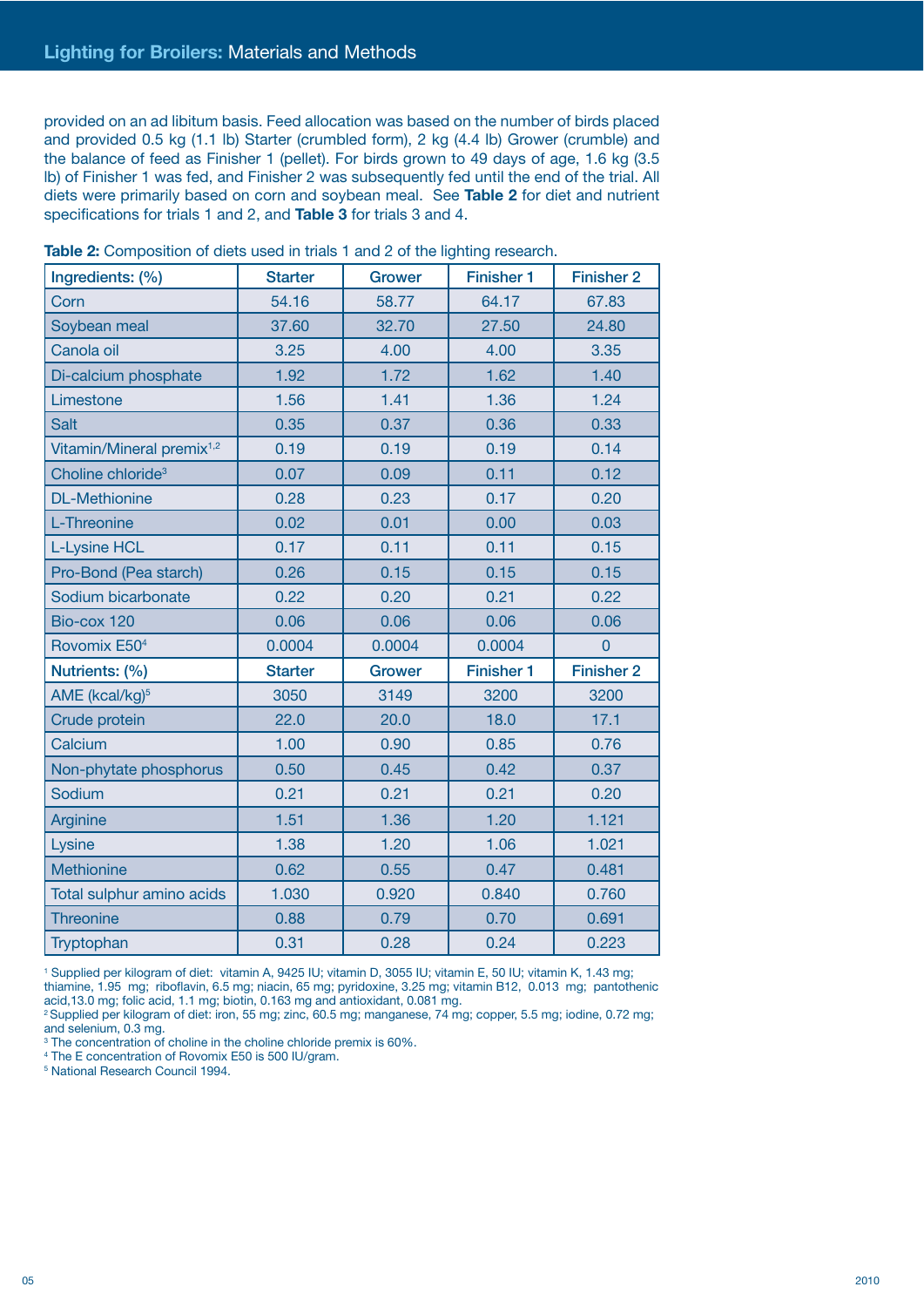provided on an ad libitum basis. Feed allocation was based on the number of birds placed and provided 0.5 kg (1.1 lb) Starter (crumbled form), 2 kg (4.4 lb) Grower (crumble) and the balance of feed as Finisher 1 (pellet). For birds grown to 49 days of age, 1.6 kg (3.5 lb) of Finisher 1 was fed, and Finisher 2 was subsequently fed until the end of the trial. All diets were primarily based on corn and soybean meal. See **Table 2** for diet and nutrient specifications for trials 1 and 2, and **Table 3** for trials 3 and 4.

**Table 2:** Composition of diets used in trials 1 and 2 of the lighting research.

| Ingredients: (%) | Starter | Grower | Finisher 1 | Finisher 2 |
|---|---|---|---|---|
| Corn | 54.16 | 58.77 | 64.17 | 67.83 |
| Soybean meal | 37.60 | 32.70 | 27.50 | 24.80 |
| Canola oil | 3.25 | 4.00 | 4.00 | 3.35 |
| Di-calcium phosphate | 1.92 | 1.72 | 1.62 | 1.40 |
| Limestone | 1.56 | 1.41 | 1.36 | 1.24 |
| Salt | 0.35 | 0.37 | 0.36 | 0.33 |
| Vitamin/Mineral premix[1,2] | 0.19 | 0.19 | 0.19 | 0.14 |
| Choline chloride[3] | 0.07 | 0.09 | 0.11 | 0.12 |
| DL-Methionine | 0.28 | 0.23 | 0.17 | 0.20 |
| L-Threonine | 0.02 | 0.01 | 0.00 | 0.03 |
| L-Lysine HCL | 0.17 | 0.11 | 0.11 | 0.15 |
| Pro-Bond (Pea starch) | 0.26 | 0.15 | 0.15 | 0.15 |
| Sodium bicarbonate | 0.22 | 0.20 | 0.21 | 0.22 |
| Bio-cox 120 | 0.06 | 0.06 | 0.06 | 0.06 |
| Rovomix E50[4] | 0.0004 | 0.0004 | 0.0004 | 0 |
| **Nutrients: (%)** | **Starter** | **Grower** | **Finisher 1** | **Finisher 2** |
| AME (kcal/kg)[5] | 3050 | 3149 | 3200 | 3200 |
| Crude protein | 22.0 | 20.0 | 18.0 | 17.1 |
| Calcium | 1.00 | 0.90 | 0.85 | 0.76 |
| Non-phytate phosphorus | 0.50 | 0.45 | 0.42 | 0.37 |
| Sodium | 0.21 | 0.21 | 0.21 | 0.20 |
| Arginine | 1.51 | 1.36 | 1.20 | 1.121 |
| Lysine | 1.38 | 1.20 | 1.06 | 1.021 |
| Methionine | 0.62 | 0.55 | 0.47 | 0.481 |
| Total sulphur amino acids | 1.030 | 0.920 | 0.840 | 0.760 |
| Threonine | 0.88 | 0.79 | 0.70 | 0.691 |
| Tryptophan | 0.31 | 0.28 | 0.24 | 0.223 |

[1] Supplied per kilogram of diet: vitamin A, 9425 IU; vitamin D, 3055 IU; vitamin E, 50 IU; vitamin K, 1.43 mg; thiamine, 1.95 mg; riboflavin, 6.5 mg; niacin, 65 mg; pyridoxine, 3.25 mg; vitamin B12, 0.013 mg; pantothenic acid,13.0 mg; folic acid, 1.1 mg; biotin, 0.163 mg and antioxidant, 0.081 mg.
[2] Supplied per kilogram of diet: iron, 55 mg; zinc, 60.5 mg; manganese, 74 mg; copper, 5.5 mg; iodine, 0.72 mg; and selenium, 0.3 mg.
[3] The concentration of choline in the choline chloride premix is 60%.
[4] The E concentration of Rovomix E50 is 500 IU/gram.
[5] National Research Council 1994.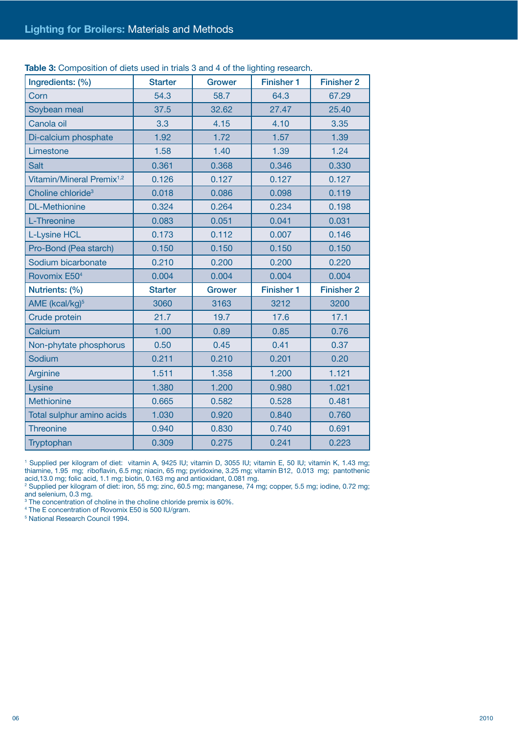**Table 3:** Composition of diets used in trials 3 and 4 of the lighting research.

| Ingredients: (%) | Starter | Grower | Finisher 1 | Finisher 2 |
|---|---|---|---|---|
| Corn | 54.3 | 58.7 | 64.3 | 67.29 |
| Soybean meal | 37.5 | 32.62 | 27.47 | 25.40 |
| Canola oil | 3.3 | 4.15 | 4.10 | 3.35 |
| Di-calcium phosphate | 1.92 | 1.72 | 1.57 | 1.39 |
| Limestone | 1.58 | 1.40 | 1.39 | 1.24 |
| Salt | 0.361 | 0.368 | 0.346 | 0.330 |
| Vitamin/Mineral Premix[1,2] | 0.126 | 0.127 | 0.127 | 0.127 |
| Choline chloride[3] | 0.018 | 0.086 | 0.098 | 0.119 |
| DL-Methionine | 0.324 | 0.264 | 0.234 | 0.198 |
| L-Threonine | 0.083 | 0.051 | 0.041 | 0.031 |
| L-Lysine HCL | 0.173 | 0.112 | 0.007 | 0.146 |
| Pro-Bond (Pea starch) | 0.150 | 0.150 | 0.150 | 0.150 |
| Sodium bicarbonate | 0.210 | 0.200 | 0.200 | 0.220 |
| Rovomix E50[4] | 0.004 | 0.004 | 0.004 | 0.004 |
| **Nutrients: (%)** | **Starter** | **Grower** | **Finisher 1** | **Finisher 2** |
| AME (kcal/kg)[5] | 3060 | 3163 | 3212 | 3200 |
| Crude protein | 21.7 | 19.7 | 17.6 | 17.1 |
| Calcium | 1.00 | 0.89 | 0.85 | 0.76 |
| Non-phytate phosphorus | 0.50 | 0.45 | 0.41 | 0.37 |
| Sodium | 0.211 | 0.210 | 0.201 | 0.20 |
| Arginine | 1.511 | 1.358 | 1.200 | 1.121 |
| Lysine | 1.380 | 1.200 | 0.980 | 1.021 |
| Methionine | 0.665 | 0.582 | 0.528 | 0.481 |
| Total sulphur amino acids | 1.030 | 0.920 | 0.840 | 0.760 |
| Threonine | 0.940 | 0.830 | 0.740 | 0.691 |
| Tryptophan | 0.309 | 0.275 | 0.241 | 0.223 |

[1] Supplied per kilogram of diet: vitamin A, 9425 IU; vitamin D, 3055 IU; vitamin E, 50 IU; vitamin K, 1.43 mg; thiamine, 1.95 mg; riboflavin, 6.5 mg; niacin, 65 mg; pyridoxine, 3.25 mg; vitamin B12, 0.013 mg; pantothenic acid,13.0 mg; folic acid, 1.1 mg; biotin, 0.163 mg and antioxidant, 0.081 mg.
[2] Supplied per kilogram of diet: iron, 55 mg; zinc, 60.5 mg; manganese, 74 mg; copper, 5.5 mg; iodine, 0.72 mg; and selenium, 0.3 mg.
[3] The concentration of choline in the choline chloride premix is 60%.
[4] The E concentration of Rovomix E50 is 500 IU/gram.
[5] National Research Council 1994.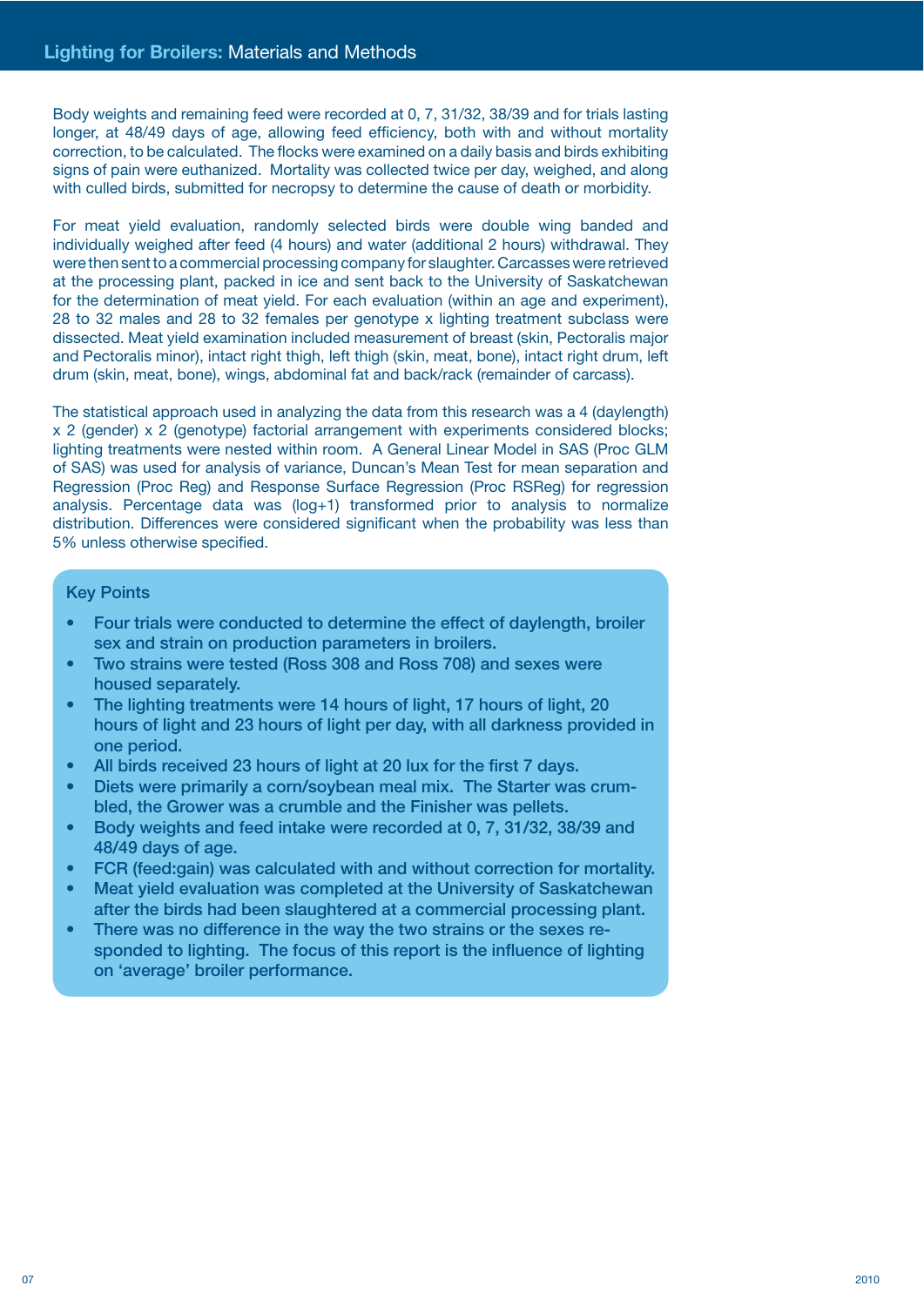Body weights and remaining feed were recorded at 0, 7, 31/32, 38/39 and for trials lasting longer, at 48/49 days of age, allowing feed efficiency, both with and without mortality correction, to be calculated. The flocks were examined on a daily basis and birds exhibiting signs of pain were euthanized. Mortality was collected twice per day, weighed, and along with culled birds, submitted for necropsy to determine the cause of death or morbidity.

For meat yield evaluation, randomly selected birds were double wing banded and individually weighed after feed (4 hours) and water (additional 2 hours) withdrawal. They were then sent to a commercial processing company for slaughter. Carcasses were retrieved at the processing plant, packed in ice and sent back to the University of Saskatchewan for the determination of meat yield. For each evaluation (within an age and experiment), 28 to 32 males and 28 to 32 females per genotype x lighting treatment subclass were dissected. Meat yield examination included measurement of breast (skin, Pectoralis major and Pectoralis minor), intact right thigh, left thigh (skin, meat, bone), intact right drum, left drum (skin, meat, bone), wings, abdominal fat and back/rack (remainder of carcass).

The statistical approach used in analyzing the data from this research was a 4 (daylength) x 2 (gender) x 2 (genotype) factorial arrangement with experiments considered blocks; lighting treatments were nested within room. A General Linear Model in SAS (Proc GLM of SAS) was used for analysis of variance, Duncan's Mean Test for mean separation and Regression (Proc Reg) and Response Surface Regression (Proc RSReg) for regression analysis. Percentage data was (log+1) transformed prior to analysis to normalize distribution. Differences were considered significant when the probability was less than 5% unless otherwise specified.

### Key Points

- Four trials were conducted to determine the effect of daylength, broiler sex and strain on production parameters in broilers.
- Two strains were tested (Ross 308 and Ross 708) and sexes were housed separately.
- The lighting treatments were 14 hours of light, 17 hours of light, 20 hours of light and 23 hours of light per day, with all darkness provided in one period.
- All birds received 23 hours of light at 20 lux for the first 7 days.
- Diets were primarily a corn/soybean meal mix. The Starter was crumbled, the Grower was a crumble and the Finisher was pellets.
- Body weights and feed intake were recorded at 0, 7, 31/32, 38/39 and 48/49 days of age.
- FCR (feed:gain) was calculated with and without correction for mortality.
- Meat yield evaluation was completed at the University of Saskatchewan after the birds had been slaughtered at a commercial processing plant.
- There was no difference in the way the two strains or the sexes responded to lighting. The focus of this report is the influence of lighting on 'average' broiler performance.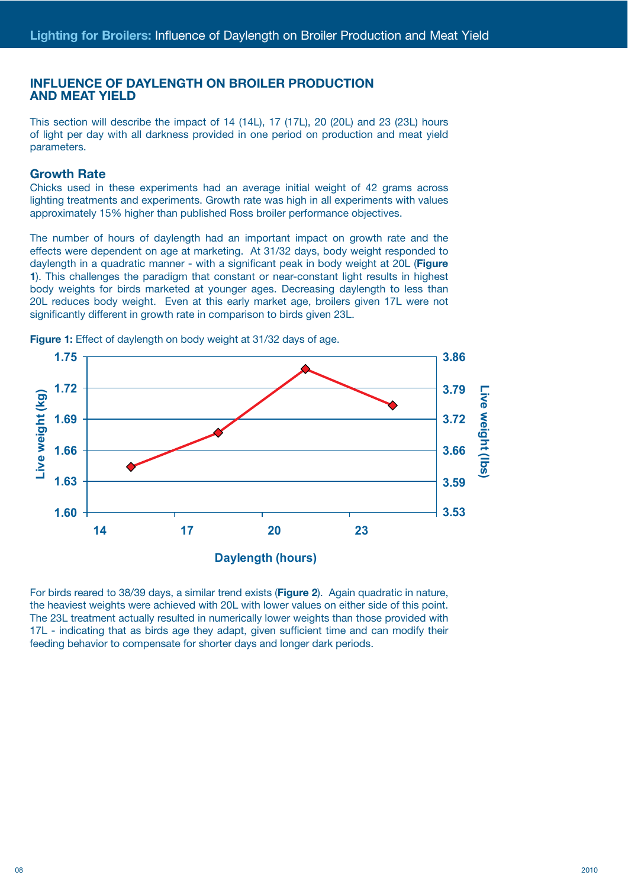## INFLUENCE OF DAYLENGTH ON BROILER PRODUCTION AND MEAT YIELD

This section will describe the impact of 14 (14L), 17 (17L), 20 (20L) and 23 (23L) hours of light per day with all darkness provided in one period on production and meat yield parameters.

### Growth Rate

Chicks used in these experiments had an average initial weight of 42 grams across lighting treatments and experiments. Growth rate was high in all experiments with values approximately 15% higher than published Ross broiler performance objectives.

The number of hours of daylength had an important impact on growth rate and the effects were dependent on age at marketing. At 31/32 days, body weight responded to daylength in a quadratic manner - with a significant peak in body weight at 20L (**Figure 1**). This challenges the paradigm that constant or near-constant light results in highest body weights for birds marketed at younger ages. Decreasing daylength to less than 20L reduces body weight. Even at this early market age, broilers given 17L were not significantly different in growth rate in comparison to birds given 23L.

**Figure 1:** Effect of daylength on body weight at 31/32 days of age.

For birds reared to 38/39 days, a similar trend exists (**Figure 2**). Again quadratic in nature, the heaviest weights were achieved with 20L with lower values on either side of this point. The 23L treatment actually resulted in numerically lower weights than those provided with 17L - indicating that as birds age they adapt, given sufficient time and can modify their feeding behavior to compensate for shorter days and longer dark periods.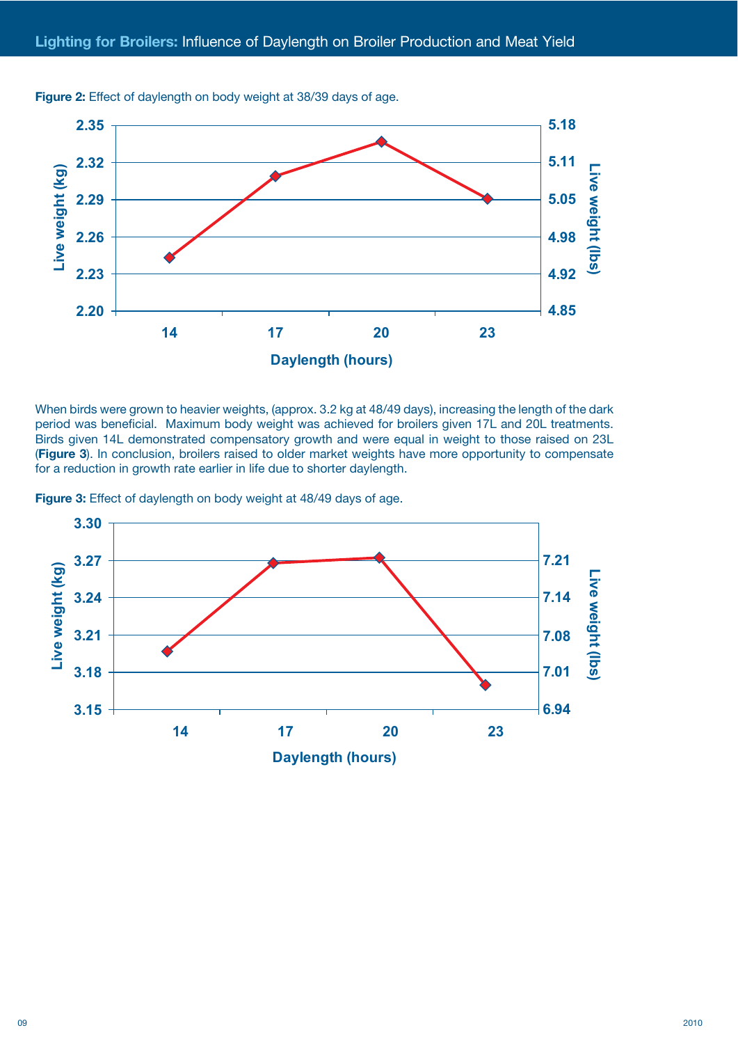**Figure 2:** Effect of daylength on body weight at 38/39 days of age.

When birds were grown to heavier weights, (approx. 3.2 kg at 48/49 days), increasing the length of the dark period was beneficial. Maximum body weight was achieved for broilers given 17L and 20L treatments. Birds given 14L demonstrated compensatory growth and were equal in weight to those raised on 23L (**Figure 3**). In conclusion, broilers raised to older market weights have more opportunity to compensate for a reduction in growth rate earlier in life due to shorter daylength.

**Figure 3:** Effect of daylength on body weight at 48/49 days of age.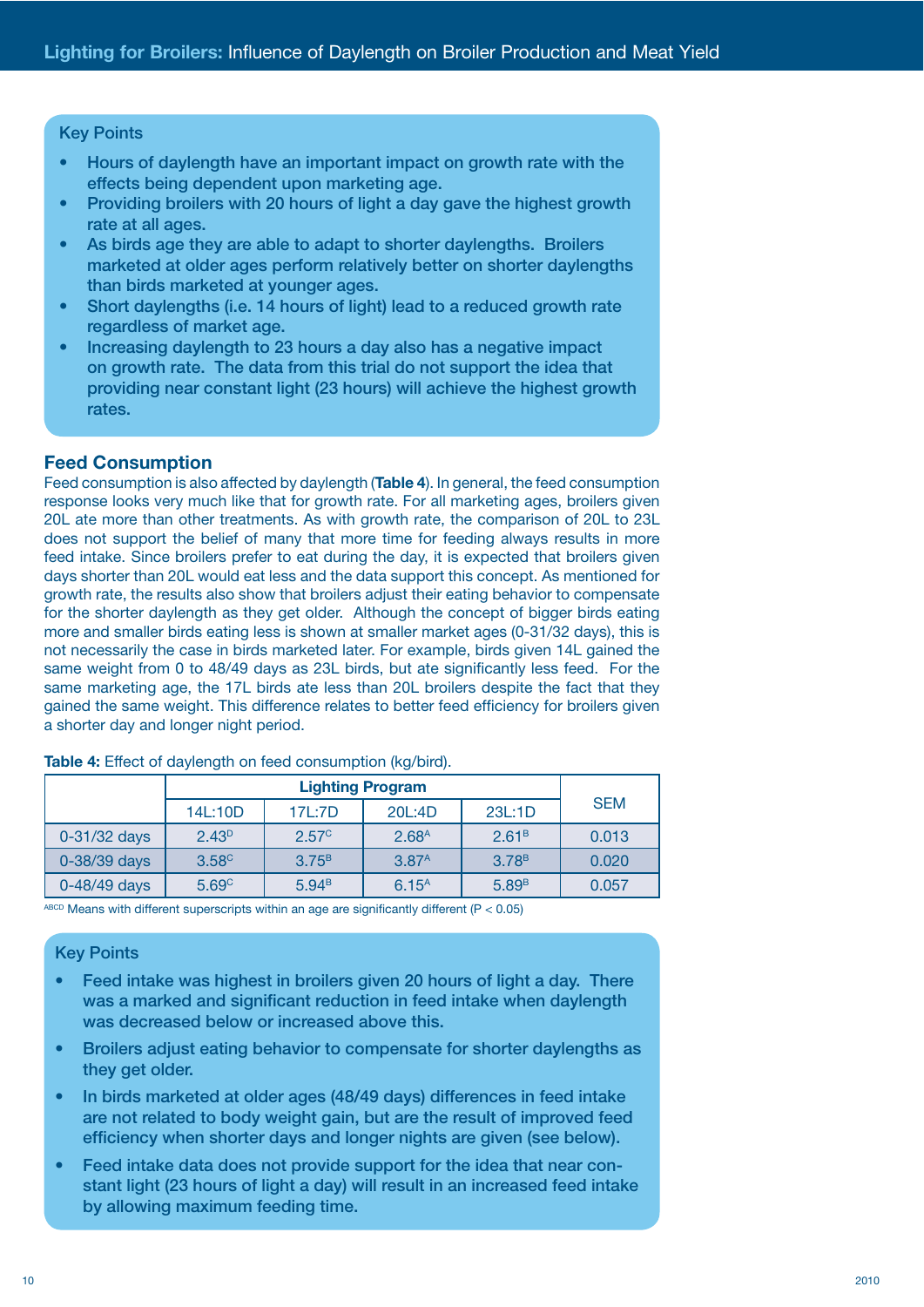### Key Points

- Hours of daylength have an important impact on growth rate with the effects being dependent upon marketing age.
- Providing broilers with 20 hours of light a day gave the highest growth rate at all ages.
- As birds age they are able to adapt to shorter daylengths. Broilers marketed at older ages perform relatively better on shorter daylengths than birds marketed at younger ages.
- Short daylengths (i.e. 14 hours of light) lead to a reduced growth rate regardless of market age.
- Increasing daylength to 23 hours a day also has a negative impact on growth rate. The data from this trial do not support the idea that providing near constant light (23 hours) will achieve the highest growth rates.

## Feed Consumption

Feed consumption is also affected by daylength (**Table 4**). In general, the feed consumption response looks very much like that for growth rate. For all marketing ages, broilers given 20L ate more than other treatments. As with growth rate, the comparison of 20L to 23L does not support the belief of many that more time for feeding always results in more feed intake. Since broilers prefer to eat during the day, it is expected that broilers given days shorter than 20L would eat less and the data support this concept. As mentioned for growth rate, the results also show that broilers adjust their eating behavior to compensate for the shorter daylength as they get older. Although the concept of bigger birds eating more and smaller birds eating less is shown at smaller market ages (0-31/32 days), this is not necessarily the case in birds marketed later. For example, birds given 14L gained the same weight from 0 to 48/49 days as 23L birds, but ate significantly less feed. For the same marketing age, the 17L birds ate less than 20L broilers despite the fact that they gained the same weight. This difference relates to better feed efficiency for broilers given a shorter day and longer night period.

**Table 4:** Effect of daylength on feed consumption (kg/bird).

| | Lighting Program | | | | SEM |
|---|---|---|---|---|---|
| | 14L:10D | 17L:7D | 20L:4D | 23L:1D | |
| 0-31/32 days | $2.43^{D}$ | $2.57^{C}$ | $2.68^{A}$ | $2.61^{B}$ | 0.013 |
| 0-38/39 days | $3.58^{C}$ | $3.75^{B}$ | $3.87^{A}$ | $3.78^{B}$ | 0.020 |
| 0-48/49 days | $5.69^{C}$ | $5.94^{B}$ | $6.15^{A}$ | $5.89^{B}$ | 0.057 |

$^{ABCD}$ Means with different superscripts within an age are significantly different ($P < 0.05$)

### Key Points

- Feed intake was highest in broilers given 20 hours of light a day. There was a marked and significant reduction in feed intake when daylength was decreased below or increased above this.
- Broilers adjust eating behavior to compensate for shorter daylengths as they get older.
- In birds marketed at older ages (48/49 days) differences in feed intake are not related to body weight gain, but are the result of improved feed efficiency when shorter days and longer nights are given (see below).
- Feed intake data does not provide support for the idea that near constant light (23 hours of light a day) will result in an increased feed intake by allowing maximum feeding time.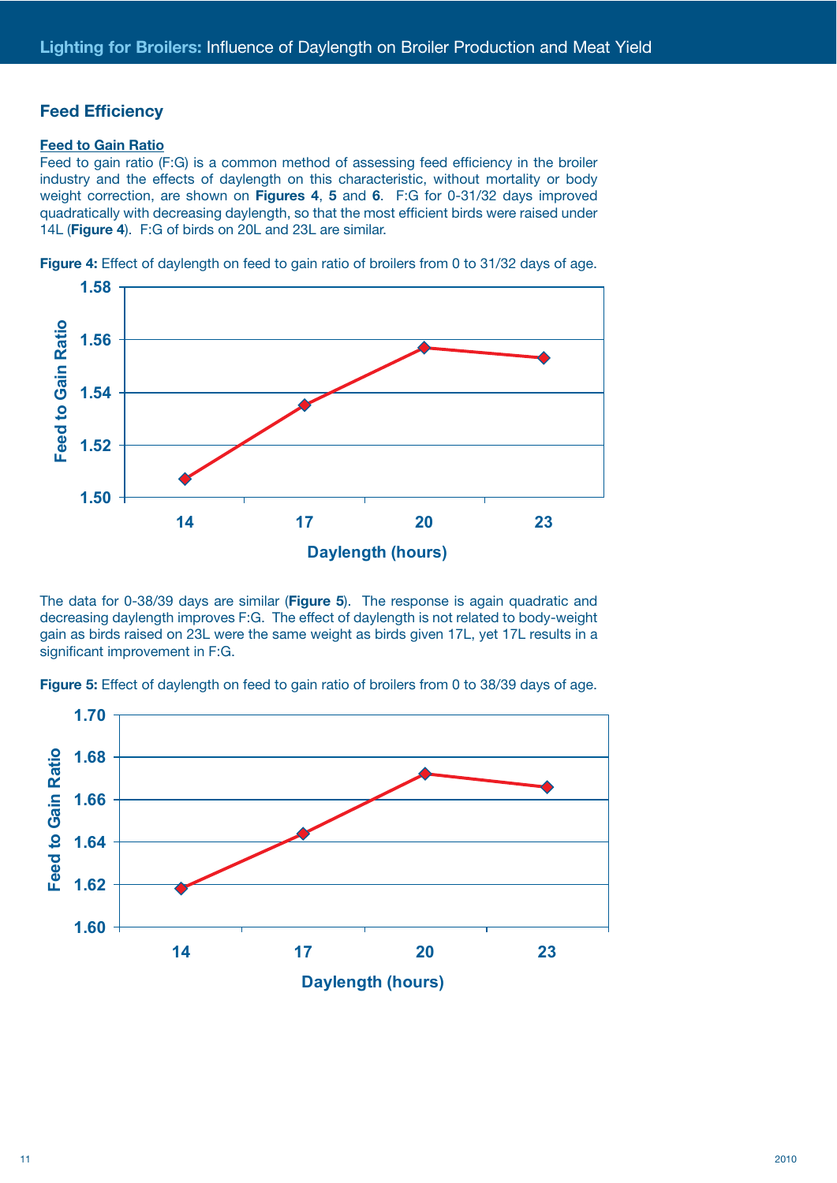## Feed Efficiency

### Feed to Gain Ratio

Feed to gain ratio (F:G) is a common method of assessing feed efficiency in the broiler industry and the effects of daylength on this characteristic, without mortality or body weight correction, are shown on **Figures 4**, **5** and **6**. F:G for 0-31/32 days improved quadratically with decreasing daylength, so that the most efficient birds were raised under 14L (**Figure 4**). F:G of birds on 20L and 23L are similar.

**Figure 4:** Effect of daylength on feed to gain ratio of broilers from 0 to 31/32 days of age.

The data for 0-38/39 days are similar (**Figure 5**). The response is again quadratic and decreasing daylength improves F:G. The effect of daylength is not related to body-weight gain as birds raised on 23L were the same weight as birds given 17L, yet 17L results in a significant improvement in F:G.

**Figure 5:** Effect of daylength on feed to gain ratio of broilers from 0 to 38/39 days of age.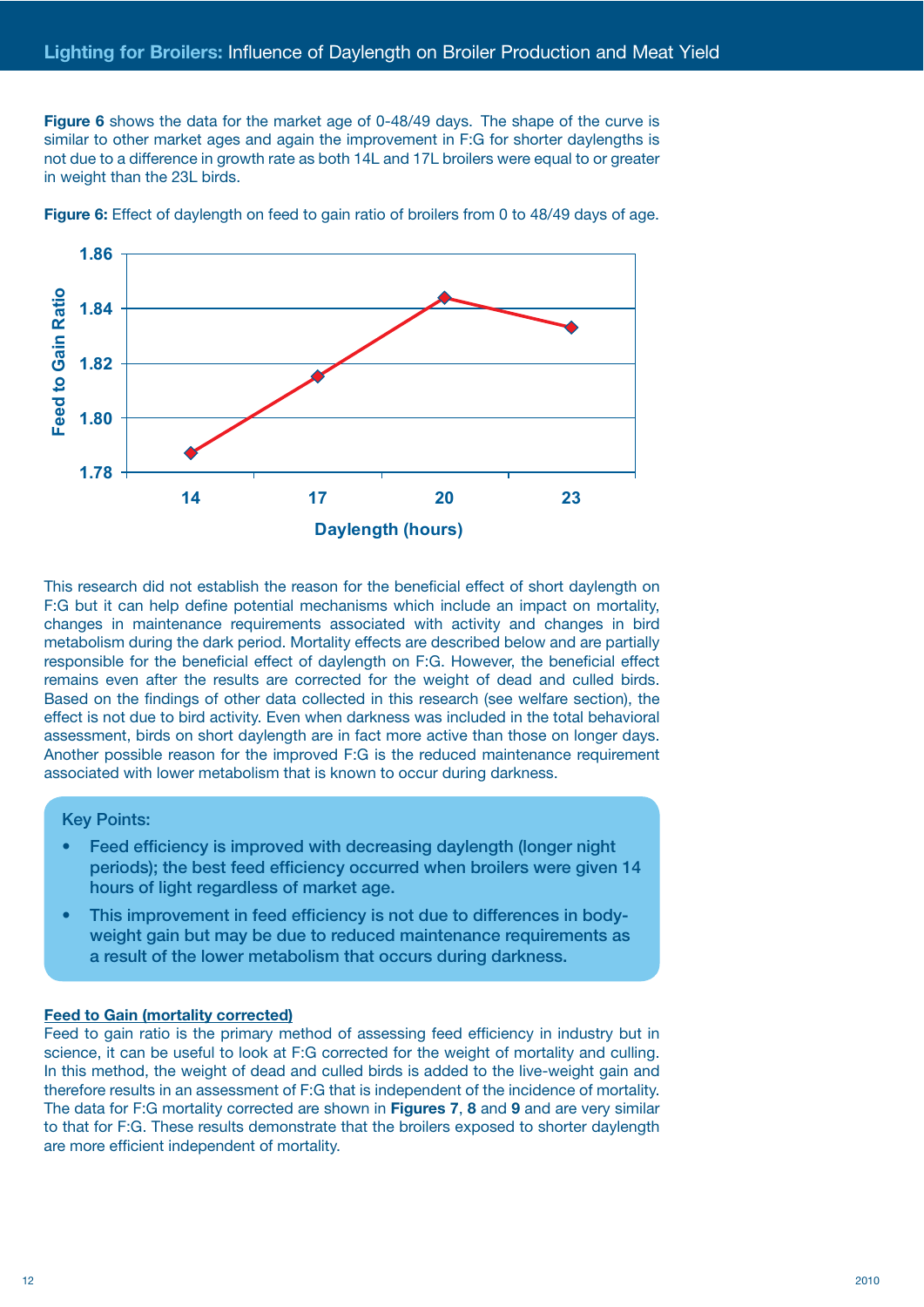**Figure 6** shows the data for the market age of 0-48/49 days. The shape of the curve is similar to other market ages and again the improvement in F:G for shorter daylengths is not due to a difference in growth rate as both 14L and 17L broilers were equal to or greater in weight than the 23L birds.

**Figure 6:** Effect of daylength on feed to gain ratio of broilers from 0 to 48/49 days of age.

This research did not establish the reason for the beneficial effect of short daylength on F:G but it can help define potential mechanisms which include an impact on mortality, changes in maintenance requirements associated with activity and changes in bird metabolism during the dark period. Mortality effects are described below and are partially responsible for the beneficial effect of daylength on F:G. However, the beneficial effect remains even after the results are corrected for the weight of dead and culled birds. Based on the findings of other data collected in this research (see welfare section), the effect is not due to bird activity. Even when darkness was included in the total behavioral assessment, birds on short daylength are in fact more active than those on longer days. Another possible reason for the improved F:G is the reduced maintenance requirement associated with lower metabolism that is known to occur during darkness.

Key Points:

- **Feed efficiency is improved with decreasing daylength (longer night periods); the best feed efficiency occurred when broilers were given 14 hours of light regardless of market age.**
- **This improvement in feed efficiency is not due to differences in body-weight gain but may be due to reduced maintenance requirements as a result of the lower metabolism that occurs during darkness.**

**Feed to Gain (mortality corrected)**

Feed to gain ratio is the primary method of assessing feed efficiency in industry but in science, it can be useful to look at F:G corrected for the weight of mortality and culling. In this method, the weight of dead and culled birds is added to the live-weight gain and therefore results in an assessment of F:G that is independent of the incidence of mortality. The data for F:G mortality corrected are shown in **Figures 7**, **8** and **9** and are very similar to that for F:G. These results demonstrate that the broilers exposed to shorter daylength are more efficient independent of mortality.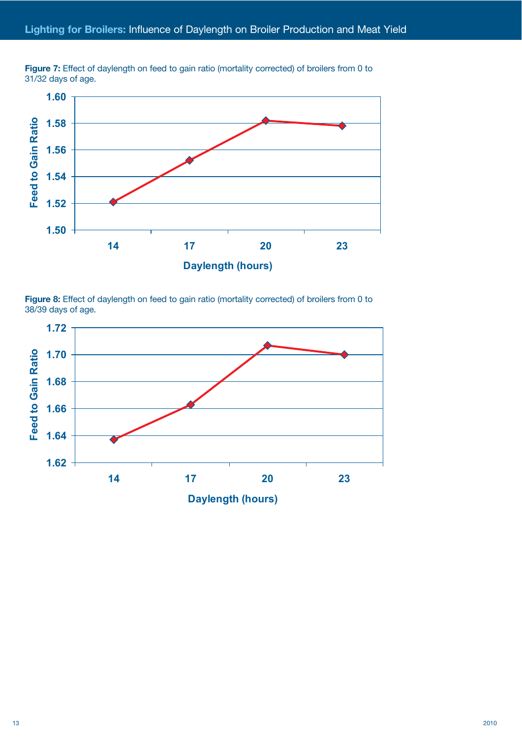**Figure 7:** Effect of daylength on feed to gain ratio (mortality corrected) of broilers from 0 to 31/32 days of age.

**Figure 8:** Effect of daylength on feed to gain ratio (mortality corrected) of broilers from 0 to 38/39 days of age.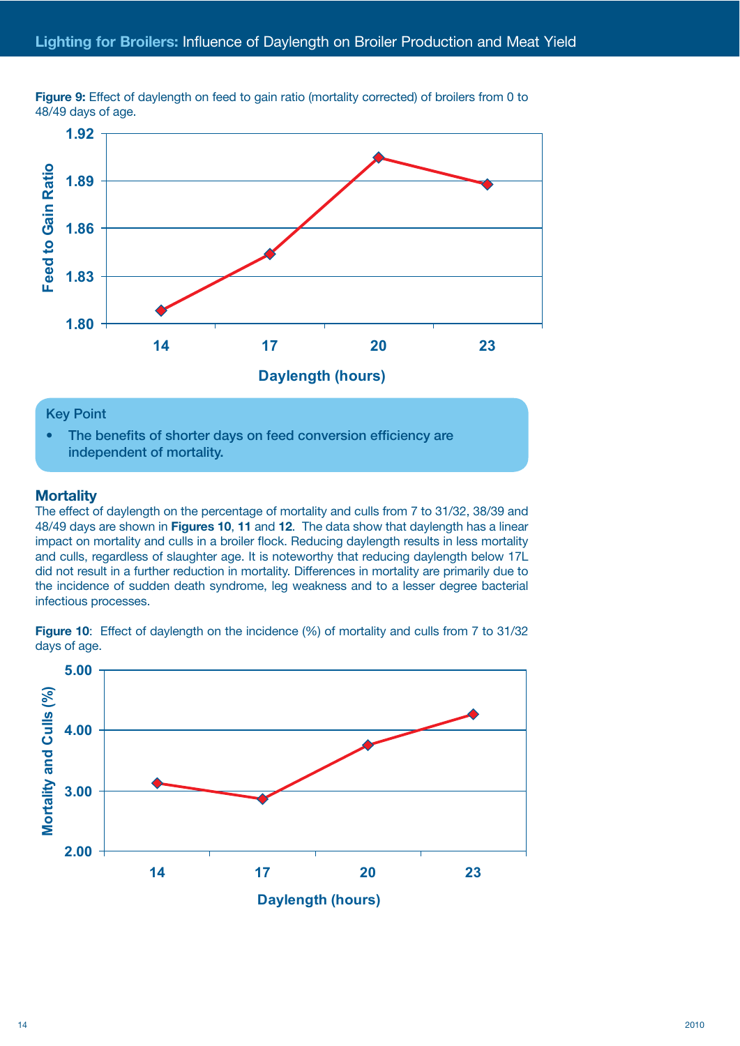**Figure 9:** Effect of daylength on feed to gain ratio (mortality corrected) of broilers from 0 to 48/49 days of age.

> **Key Point**
>
> - The benefits of shorter days on feed conversion efficiency are independent of mortality.

## Mortality

The effect of daylength on the percentage of mortality and culls from 7 to 31/32, 38/39 and 48/49 days are shown in **Figures 10**, **11** and **12**. The data show that daylength has a linear impact on mortality and culls in a broiler flock. Reducing daylength results in less mortality and culls, regardless of slaughter age. It is noteworthy that reducing daylength below 17L did not result in a further reduction in mortality. Differences in mortality are primarily due to the incidence of sudden death syndrome, leg weakness and to a lesser degree bacterial infectious processes.

**Figure 10**: Effect of daylength on the incidence (%) of mortality and culls from 7 to 31/32 days of age.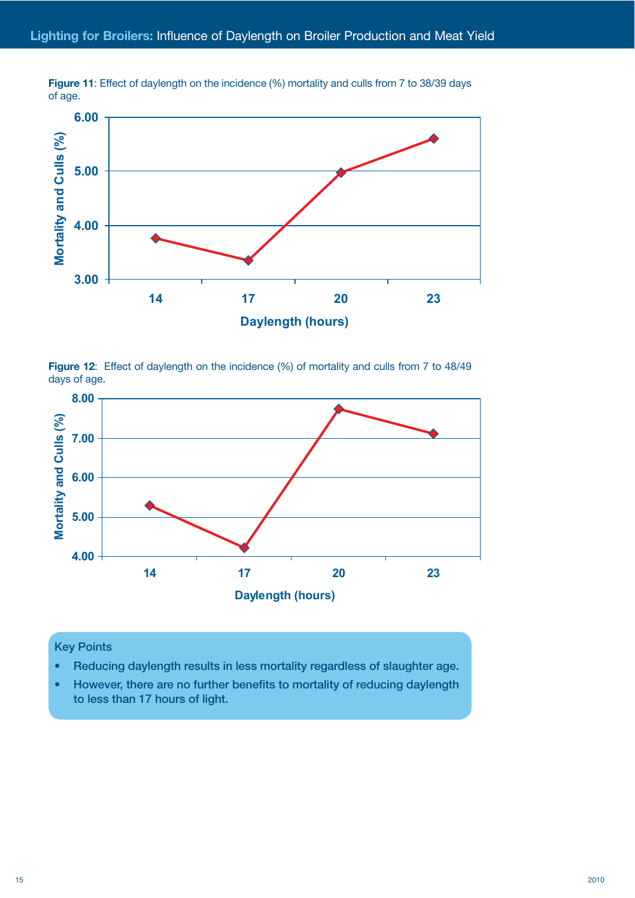**Figure 11**: Effect of daylength on the incidence (%) mortality and culls from 7 to 38/39 days of age.

**Figure 12**: Effect of daylength on the incidence (%) of mortality and culls from 7 to 48/49 days of age.

Key Points

- Reducing daylength results in less mortality regardless of slaughter age.
- However, there are no further benefits to mortality of reducing daylength to less than 17 hours of light.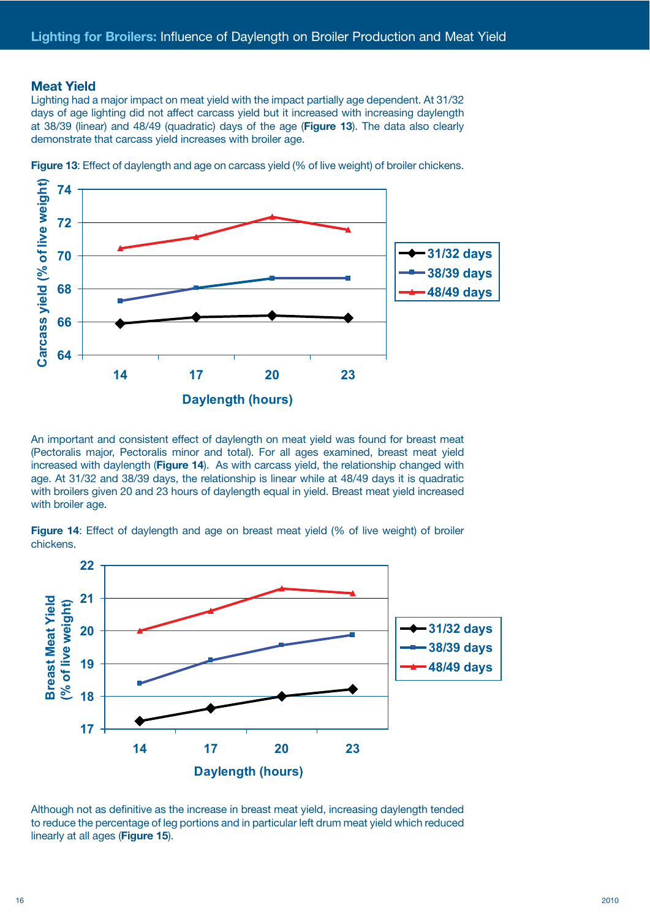## Meat Yield

Lighting had a major impact on meat yield with the impact partially age dependent. At 31/32 days of age lighting did not affect carcass yield but it increased with increasing daylength at 38/39 (linear) and 48/49 (quadratic) days of the age (**Figure 13**). The data also clearly demonstrate that carcass yield increases with broiler age.

**Figure 13**: Effect of daylength and age on carcass yield (% of live weight) of broiler chickens.

An important and consistent effect of daylength on meat yield was found for breast meat (Pectoralis major, Pectoralis minor and total). For all ages examined, breast meat yield increased with daylength (**Figure 14**). As with carcass yield, the relationship changed with age. At 31/32 and 38/39 days, the relationship is linear while at 48/49 days it is quadratic with broilers given 20 and 23 hours of daylength equal in yield. Breast meat yield increased with broiler age.

**Figure 14**: Effect of daylength and age on breast meat yield (% of live weight) of broiler chickens.

Although not as definitive as the increase in breast meat yield, increasing daylength tended to reduce the percentage of leg portions and in particular left drum meat yield which reduced linearly at all ages (**Figure 15**).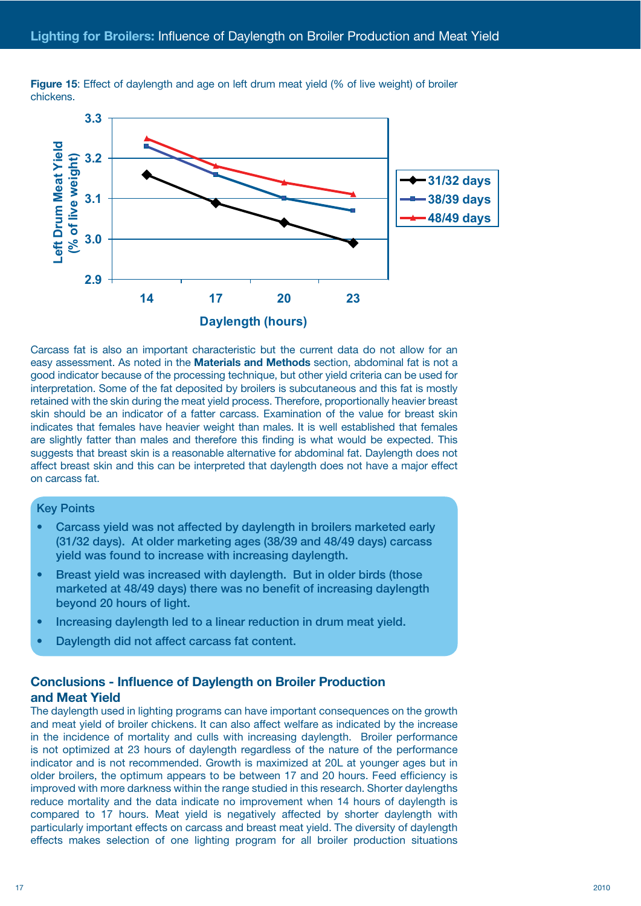**Figure 15**: Effect of daylength and age on left drum meat yield (% of live weight) of broiler chickens.

Carcass fat is also an important characteristic but the current data do not allow for an easy assessment. As noted in the **Materials and Methods** section, abdominal fat is not a good indicator because of the processing technique, but other yield criteria can be used for interpretation. Some of the fat deposited by broilers is subcutaneous and this fat is mostly retained with the skin during the meat yield process. Therefore, proportionally heavier breast skin should be an indicator of a fatter carcass. Examination of the value for breast skin indicates that females have heavier weight than males. It is well established that females are slightly fatter than males and therefore this finding is what would be expected. This suggests that breast skin is a reasonable alternative for abdominal fat. Daylength does not affect breast skin and this can be interpreted that daylength does not have a major effect on carcass fat.

**Key Points**

- Carcass yield was not affected by daylength in broilers marketed early (31/32 days). At older marketing ages (38/39 and 48/49 days) carcass yield was found to increase with increasing daylength.
- Breast yield was increased with daylength. But in older birds (those marketed at 48/49 days) there was no benefit of increasing daylength beyond 20 hours of light.
- Increasing daylength led to a linear reduction in drum meat yield.
- Daylength did not affect carcass fat content.

## Conclusions - Influence of Daylength on Broiler Production and Meat Yield

The daylength used in lighting programs can have important consequences on the growth and meat yield of broiler chickens. It can also affect welfare as indicated by the increase in the incidence of mortality and culls with increasing daylength. Broiler performance is not optimized at 23 hours of daylength regardless of the nature of the performance indicator and is not recommended. Growth is maximized at 20L at younger ages but in older broilers, the optimum appears to be between 17 and 20 hours. Feed efficiency is improved with more darkness within the range studied in this research. Shorter daylengths reduce mortality and the data indicate no improvement when 14 hours of daylength is compared to 17 hours. Meat yield is negatively affected by shorter daylength with particularly important effects on carcass and breast meat yield. The diversity of daylength effects makes selection of one lighting program for all broiler production situations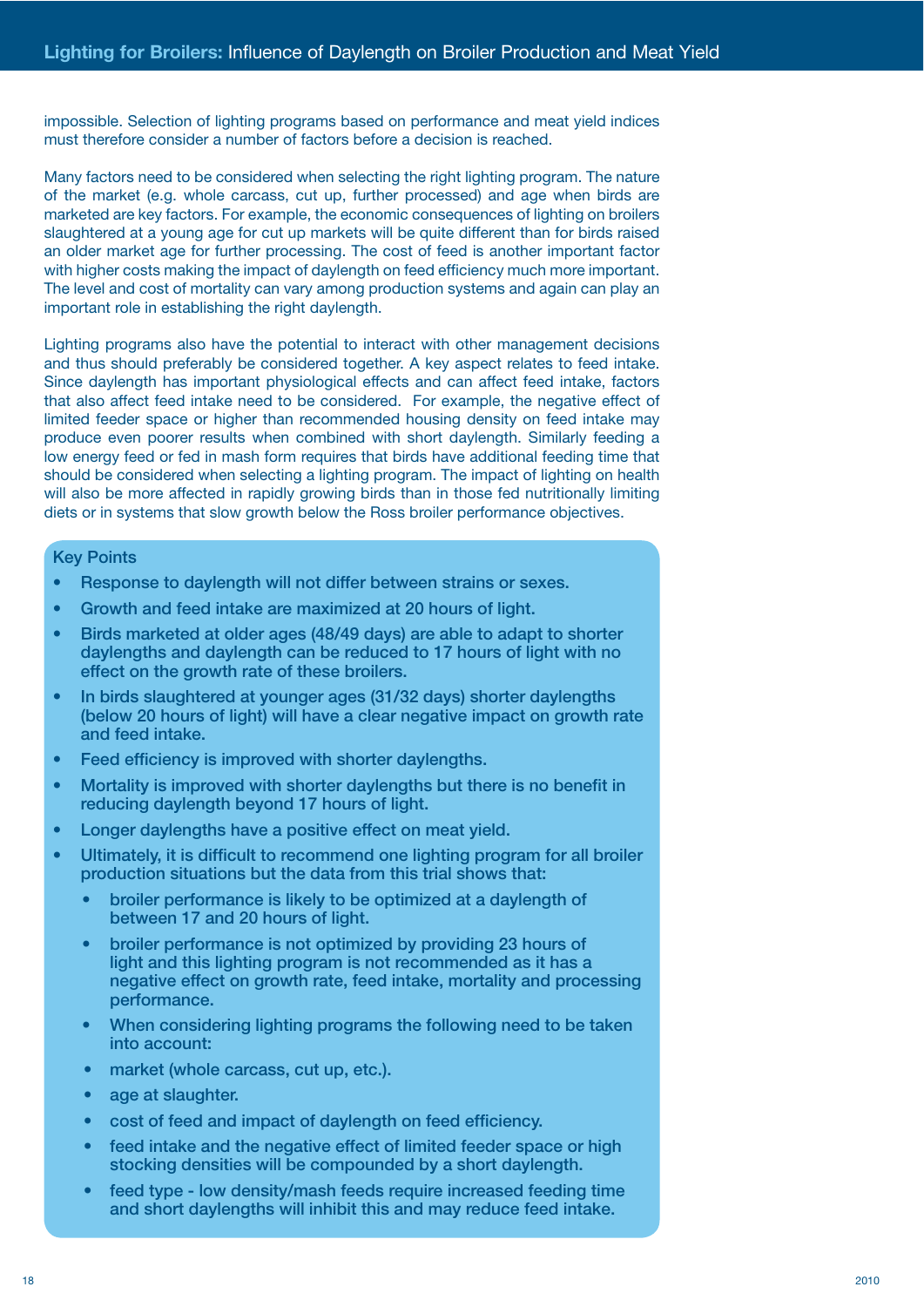impossible. Selection of lighting programs based on performance and meat yield indices must therefore consider a number of factors before a decision is reached.

Many factors need to be considered when selecting the right lighting program. The nature of the market (e.g. whole carcass, cut up, further processed) and age when birds are marketed are key factors. For example, the economic consequences of lighting on broilers slaughtered at a young age for cut up markets will be quite different than for birds raised an older market age for further processing. The cost of feed is another important factor with higher costs making the impact of daylength on feed efficiency much more important. The level and cost of mortality can vary among production systems and again can play an important role in establishing the right daylength.

Lighting programs also have the potential to interact with other management decisions and thus should preferably be considered together. A key aspect relates to feed intake. Since daylength has important physiological effects and can affect feed intake, factors that also affect feed intake need to be considered. For example, the negative effect of limited feeder space or higher than recommended housing density on feed intake may produce even poorer results when combined with short daylength. Similarly feeding a low energy feed or fed in mash form requires that birds have additional feeding time that should be considered when selecting a lighting program. The impact of lighting on health will also be more affected in rapidly growing birds than in those fed nutritionally limiting diets or in systems that slow growth below the Ross broiler performance objectives.

### Key Points

- Response to daylength will not differ between strains or sexes.
- Growth and feed intake are maximized at 20 hours of light.
- Birds marketed at older ages (48/49 days) are able to adapt to shorter daylengths and daylength can be reduced to 17 hours of light with no effect on the growth rate of these broilers.
- In birds slaughtered at younger ages (31/32 days) shorter daylengths (below 20 hours of light) will have a clear negative impact on growth rate and feed intake.
- Feed efficiency is improved with shorter daylengths.
- Mortality is improved with shorter daylengths but there is no benefit in reducing daylength beyond 17 hours of light.
- Longer daylengths have a positive effect on meat yield.
- Ultimately, it is difficult to recommend one lighting program for all broiler production situations but the data from this trial shows that:
  - broiler performance is likely to be optimized at a daylength of between 17 and 20 hours of light.
  - broiler performance is not optimized by providing 23 hours of light and this lighting program is not recommended as it has a negative effect on growth rate, feed intake, mortality and processing performance.
  - When considering lighting programs the following need to be taken into account:
  - market (whole carcass, cut up, etc.).
  - age at slaughter.
  - cost of feed and impact of daylength on feed efficiency.
  - feed intake and the negative effect of limited feeder space or high stocking densities will be compounded by a short daylength.
  - feed type - low density/mash feeds require increased feeding time and short daylengths will inhibit this and may reduce feed intake.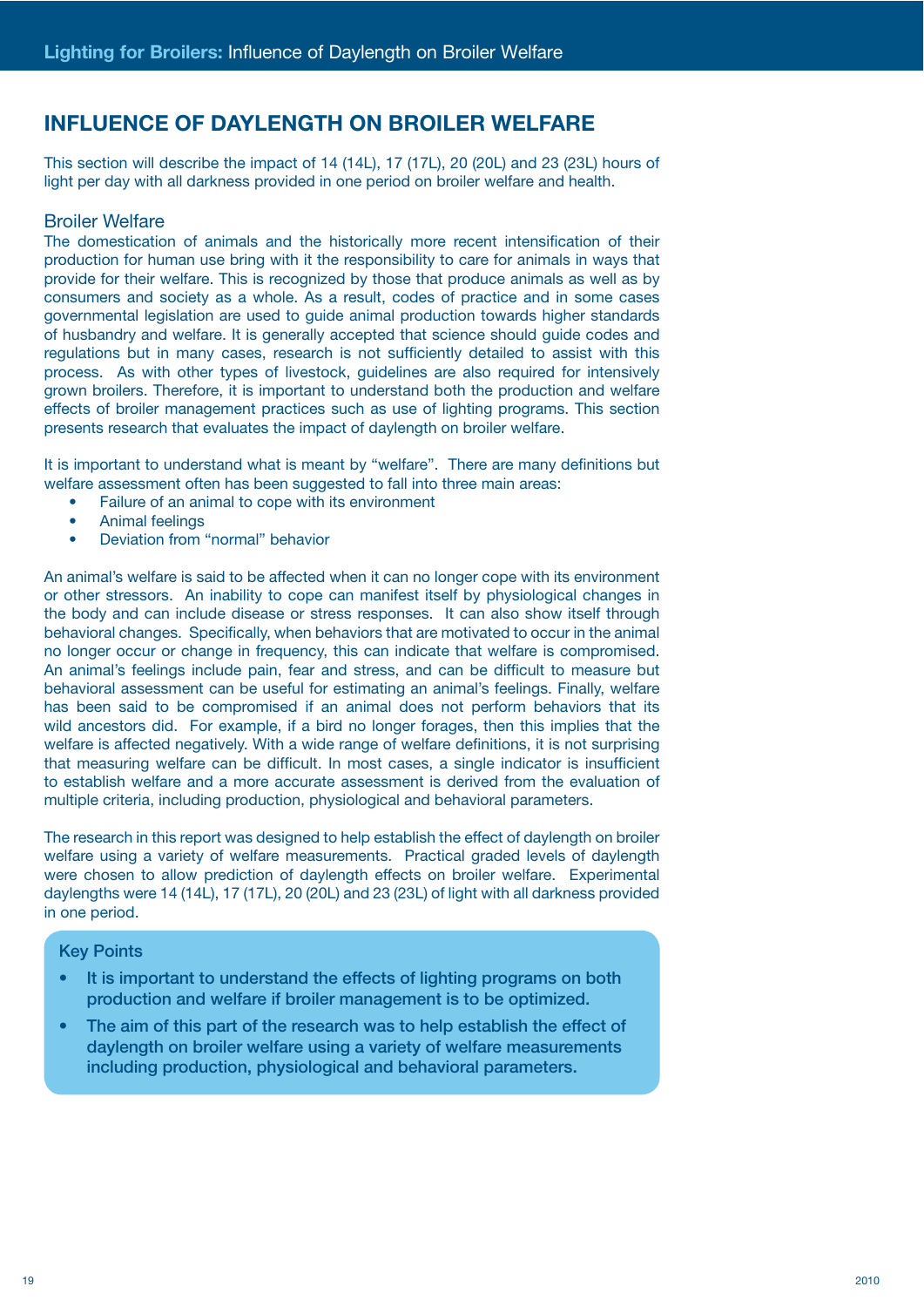# INFLUENCE OF DAYLENGTH ON BROILER WELFARE

This section will describe the impact of 14 (14L), 17 (17L), 20 (20L) and 23 (23L) hours of light per day with all darkness provided in one period on broiler welfare and health.

## Broiler Welfare

The domestication of animals and the historically more recent intensification of their production for human use bring with it the responsibility to care for animals in ways that provide for their welfare. This is recognized by those that produce animals as well as by consumers and society as a whole. As a result, codes of practice and in some cases governmental legislation are used to guide animal production towards higher standards of husbandry and welfare. It is generally accepted that science should guide codes and regulations but in many cases, research is not sufficiently detailed to assist with this process. As with other types of livestock, guidelines are also required for intensively grown broilers. Therefore, it is important to understand both the production and welfare effects of broiler management practices such as use of lighting programs. This section presents research that evaluates the impact of daylength on broiler welfare.

It is important to understand what is meant by "welfare". There are many definitions but welfare assessment often has been suggested to fall into three main areas:

- Failure of an animal to cope with its environment
- Animal feelings
- Deviation from "normal" behavior

An animal's welfare is said to be affected when it can no longer cope with its environment or other stressors. An inability to cope can manifest itself by physiological changes in the body and can include disease or stress responses. It can also show itself through behavioral changes. Specifically, when behaviors that are motivated to occur in the animal no longer occur or change in frequency, this can indicate that welfare is compromised. An animal's feelings include pain, fear and stress, and can be difficult to measure but behavioral assessment can be useful for estimating an animal's feelings. Finally, welfare has been said to be compromised if an animal does not perform behaviors that its wild ancestors did. For example, if a bird no longer forages, then this implies that the welfare is affected negatively. With a wide range of welfare definitions, it is not surprising that measuring welfare can be difficult. In most cases, a single indicator is insufficient to establish welfare and a more accurate assessment is derived from the evaluation of multiple criteria, including production, physiological and behavioral parameters.

The research in this report was designed to help establish the effect of daylength on broiler welfare using a variety of welfare measurements. Practical graded levels of daylength were chosen to allow prediction of daylength effects on broiler welfare. Experimental daylengths were 14 (14L), 17 (17L), 20 (20L) and 23 (23L) of light with all darkness provided in one period.

**Key Points**

- **It is important to understand the effects of lighting programs on both production and welfare if broiler management is to be optimized.**
- **The aim of this part of the research was to help establish the effect of daylength on broiler welfare using a variety of welfare measurements including production, physiological and behavioral parameters.**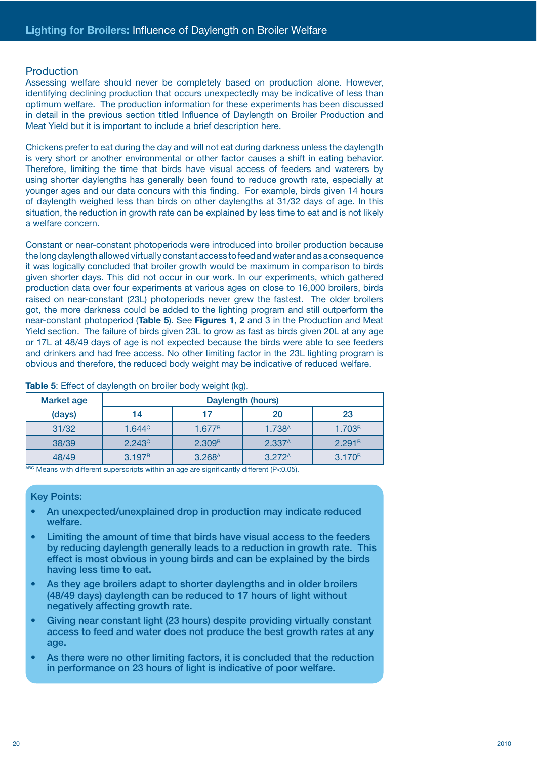## Production

Assessing welfare should never be completely based on production alone. However, identifying declining production that occurs unexpectedly may be indicative of less than optimum welfare. The production information for these experiments has been discussed in detail in the previous section titled Influence of Daylength on Broiler Production and Meat Yield but it is important to include a brief description here.

Chickens prefer to eat during the day and will not eat during darkness unless the daylength is very short or another environmental or other factor causes a shift in eating behavior. Therefore, limiting the time that birds have visual access of feeders and waterers by using shorter daylengths has generally been found to reduce growth rate, especially at younger ages and our data concurs with this finding. For example, birds given 14 hours of daylength weighed less than birds on other daylengths at 31/32 days of age. In this situation, the reduction in growth rate can be explained by less time to eat and is not likely a welfare concern.

Constant or near-constant photoperiods were introduced into broiler production because the long daylength allowed virtually constant access to feed and water and as a consequence it was logically concluded that broiler growth would be maximum in comparison to birds given shorter days. This did not occur in our work. In our experiments, which gathered production data over four experiments at various ages on close to 16,000 broilers, birds raised on near-constant (23L) photoperiods never grew the fastest. The older broilers got, the more darkness could be added to the lighting program and still outperform the near-constant photoperiod (**Table 5**). See **Figures 1**, **2** and 3 in the Production and Meat Yield section. The failure of birds given 23L to grow as fast as birds given 20L at any age or 17L at 48/49 days of age is not expected because the birds were able to see feeders and drinkers and had free access. No other limiting factor in the 23L lighting program is obvious and therefore, the reduced body weight may be indicative of reduced welfare.

**Table 5**: Effect of daylength on broiler body weight (kg).

| Market age (days) | Daylength (hours) | | | |
|---|---|---|---|---|
| | 14 | 17 | 20 | 23 |
| 31/32 | 1.644$^{C}$ | 1.677$^{B}$ | 1.738$^{A}$ | 1.703$^{B}$ |
| 38/39 | 2.243$^{C}$ | 2.309$^{B}$ | 2.337$^{A}$ | 2.291$^{B}$ |
| 48/49 | 3.197$^{B}$ | 3.268$^{A}$ | 3.272$^{A}$ | 3.170$^{B}$ |

$^{ABC}$ Means with different superscripts within an age are significantly different ($P<0.05$).

**Key Points:**

- An unexpected/unexplained drop in production may indicate reduced welfare.
- Limiting the amount of time that birds have visual access to the feeders by reducing daylength generally leads to a reduction in growth rate. This effect is most obvious in young birds and can be explained by the birds having less time to eat.
- As they age broilers adapt to shorter daylengths and in older broilers (48/49 days) daylength can be reduced to 17 hours of light without negatively affecting growth rate.
- Giving near constant light (23 hours) despite providing virtually constant access to feed and water does not produce the best growth rates at any age.
- As there were no other limiting factors, it is concluded that the reduction in performance on 23 hours of light is indicative of poor welfare.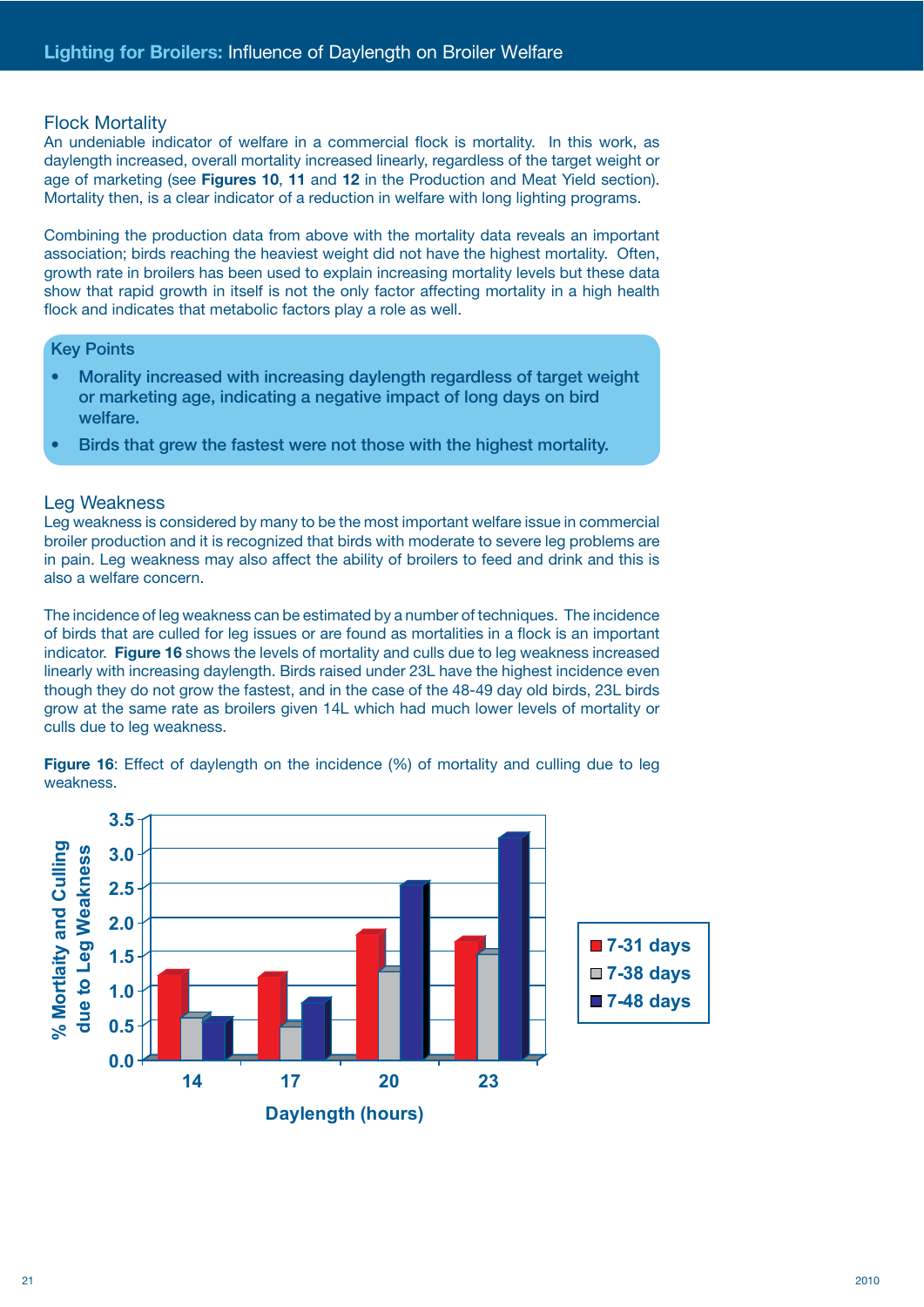## Flock Mortality

An undeniable indicator of welfare in a commercial flock is mortality. In this work, as daylength increased, overall mortality increased linearly, regardless of the target weight or age of marketing (see **Figures 10**, **11** and **12** in the Production and Meat Yield section). Mortality then, is a clear indicator of a reduction in welfare with long lighting programs.

Combining the production data from above with the mortality data reveals an important association; birds reaching the heaviest weight did not have the highest mortality. Often, growth rate in broilers has been used to explain increasing mortality levels but these data show that rapid growth in itself is not the only factor affecting mortality in a high health flock and indicates that metabolic factors play a role as well.

### Key Points

- **Morality increased with increasing daylength regardless of target weight or marketing age, indicating a negative impact of long days on bird welfare.**
- **Birds that grew the fastest were not those with the highest mortality.**

## Leg Weakness

Leg weakness is considered by many to be the most important welfare issue in commercial broiler production and it is recognized that birds with moderate to severe leg problems are in pain. Leg weakness may also affect the ability of broilers to feed and drink and this is also a welfare concern.

The incidence of leg weakness can be estimated by a number of techniques. The incidence of birds that are culled for leg issues or are found as mortalities in a flock is an important indicator. **Figure 16** shows the levels of mortality and culls due to leg weakness increased linearly with increasing daylength. Birds raised under 23L have the highest incidence even though they do not grow the fastest, and in the case of the 48-49 day old birds, 23L birds grow at the same rate as broilers given 14L which had much lower levels of mortality or culls due to leg weakness.

**Figure 16**: Effect of daylength on the incidence (%) of mortality and culling due to leg weakness.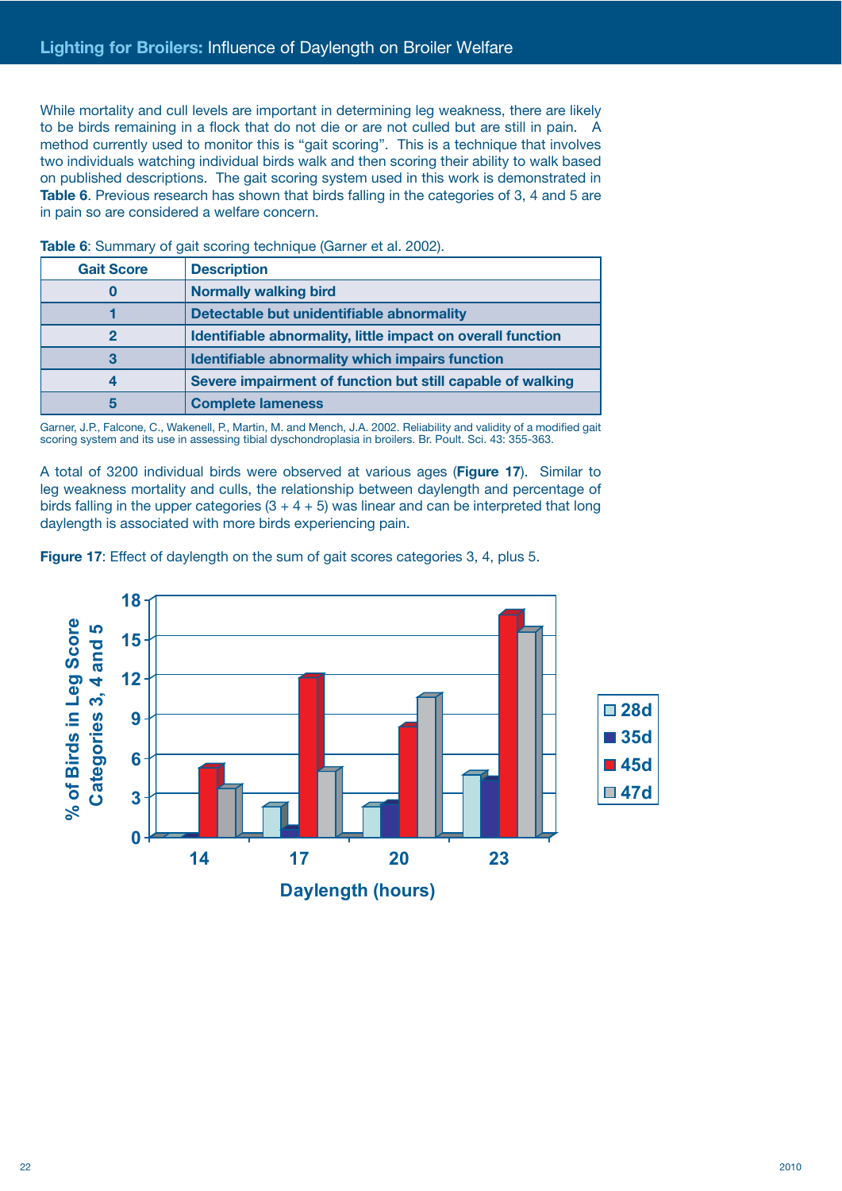While mortality and cull levels are important in determining leg weakness, there are likely to be birds remaining in a flock that do not die or are not culled but are still in pain. A method currently used to monitor this is "gait scoring". This is a technique that involves two individuals watching individual birds walk and then scoring their ability to walk based on published descriptions. The gait scoring system used in this work is demonstrated in **Table 6**. Previous research has shown that birds falling in the categories of 3, 4 and 5 are in pain so are considered a welfare concern.

**Table 6**: Summary of gait scoring technique (Garner et al. 2002).

| Gait Score | Description |
|---|---|
| 0 | Normally walking bird |
| 1 | Detectable but unidentifiable abnormality |
| 2 | Identifiable abnormality, little impact on overall function |
| 3 | Identifiable abnormality which impairs function |
| 4 | Severe impairment of function but still capable of walking |
| 5 | Complete lameness |

Garner, J.P., Falcone, C., Wakenell, P., Martin, M. and Mench, J.A. 2002. Reliability and validity of a modified gait scoring system and its use in assessing tibial dyschondroplasia in broilers. Br. Poult. Sci. 43: 355-363.

A total of 3200 individual birds were observed at various ages (**Figure 17**). Similar to leg weakness mortality and culls, the relationship between daylength and percentage of birds falling in the upper categories (3 + 4 + 5) was linear and can be interpreted that long daylength is associated with more birds experiencing pain.

**Figure 17**: Effect of daylength on the sum of gait scores categories 3, 4, plus 5.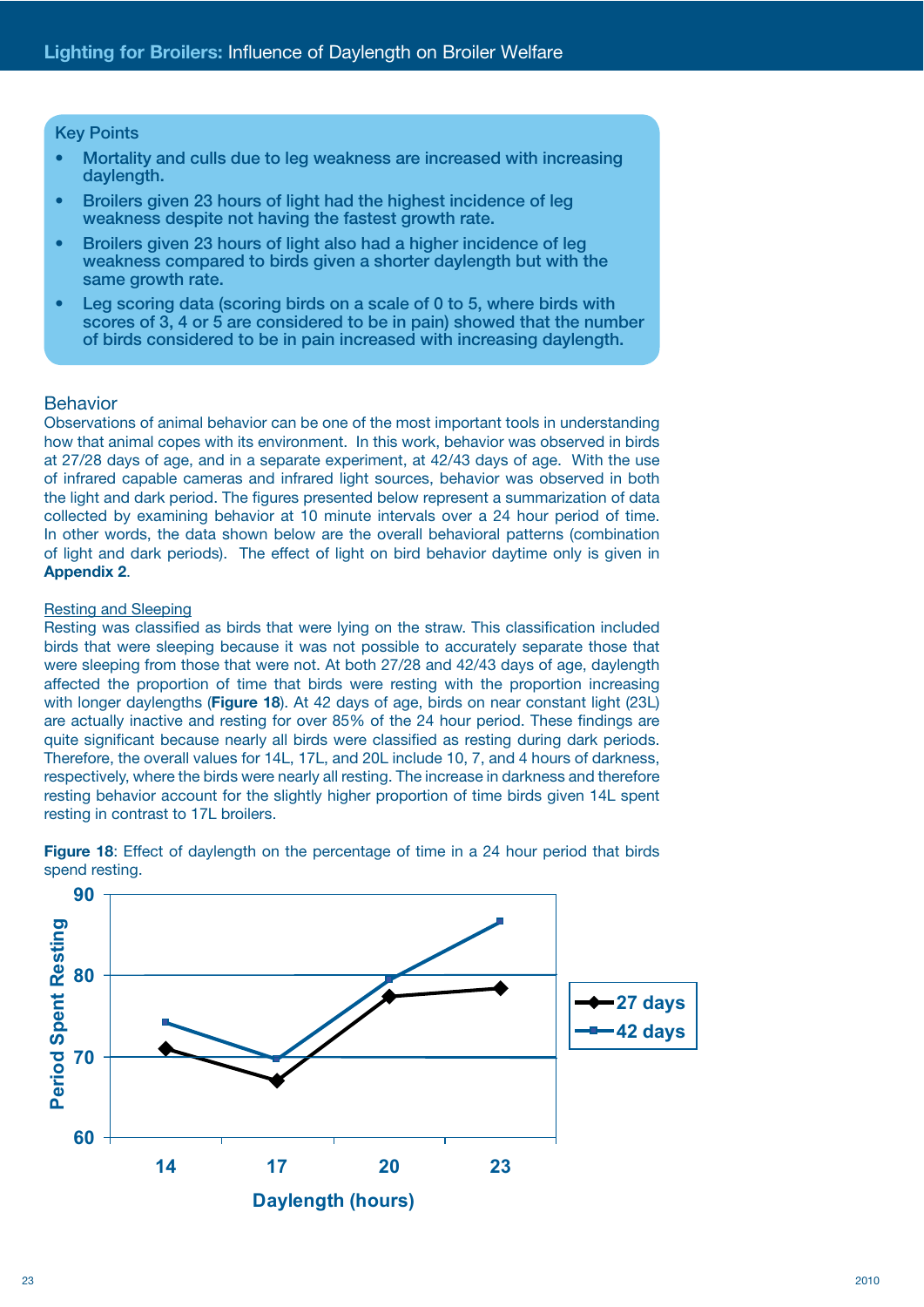## Key Points

- Mortality and culls due to leg weakness are increased with increasing daylength.
- Broilers given 23 hours of light had the highest incidence of leg weakness despite not having the fastest growth rate.
- Broilers given 23 hours of light also had a higher incidence of leg weakness compared to birds given a shorter daylength but with the same growth rate.
- Leg scoring data (scoring birds on a scale of 0 to 5, where birds with scores of 3, 4 or 5 are considered to be in pain) showed that the number of birds considered to be in pain increased with increasing daylength.

## Behavior

Observations of animal behavior can be one of the most important tools in understanding how that animal copes with its environment. In this work, behavior was observed in birds at 27/28 days of age, and in a separate experiment, at 42/43 days of age. With the use of infrared capable cameras and infrared light sources, behavior was observed in both the light and dark period. The figures presented below represent a summarization of data collected by examining behavior at 10 minute intervals over a 24 hour period of time. In other words, the data shown below are the overall behavioral patterns (combination of light and dark periods). The effect of light on bird behavior daytime only is given in **Appendix 2**.

### Resting and Sleeping

Resting was classified as birds that were lying on the straw. This classification included birds that were sleeping because it was not possible to accurately separate those that were sleeping from those that were not. At both 27/28 and 42/43 days of age, daylength affected the proportion of time that birds were resting with the proportion increasing with longer daylengths (**Figure 18**). At 42 days of age, birds on near constant light (23L) are actually inactive and resting for over 85% of the 24 hour period. These findings are quite significant because nearly all birds were classified as resting during dark periods. Therefore, the overall values for 14L, 17L, and 20L include 10, 7, and 4 hours of darkness, respectively, where the birds were nearly all resting. The increase in darkness and therefore resting behavior account for the slightly higher proportion of time birds given 14L spent resting in contrast to 17L broilers.

**Figure 18**: Effect of daylength on the percentage of time in a 24 hour period that birds spend resting.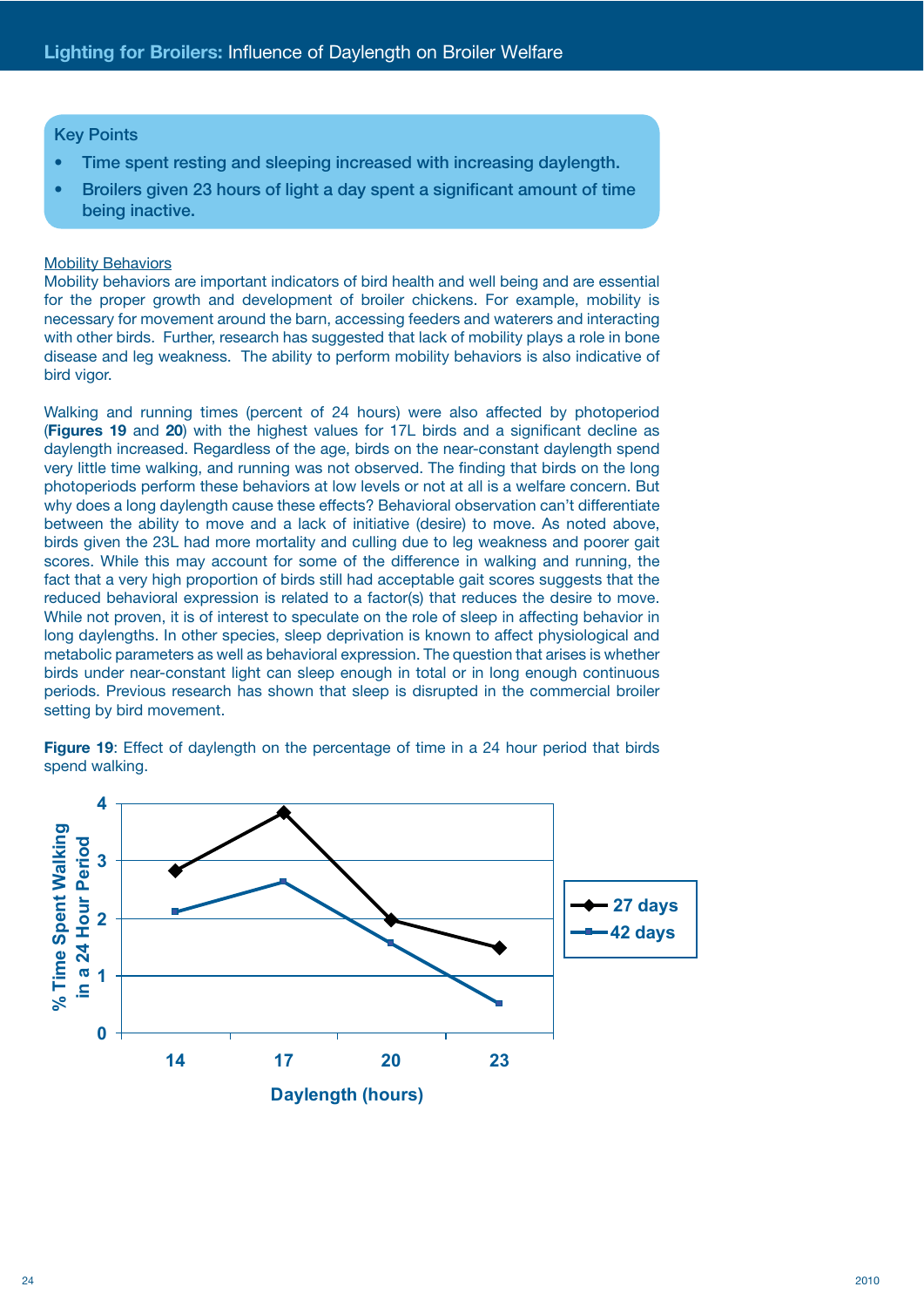## Key Points

- Time spent resting and sleeping increased with increasing daylength.
- Broilers given 23 hours of light a day spent a significant amount of time being inactive.

Mobility Behaviors

Mobility behaviors are important indicators of bird health and well being and are essential for the proper growth and development of broiler chickens. For example, mobility is necessary for movement around the barn, accessing feeders and waterers and interacting with other birds. Further, research has suggested that lack of mobility plays a role in bone disease and leg weakness. The ability to perform mobility behaviors is also indicative of bird vigor.

Walking and running times (percent of 24 hours) were also affected by photoperiod (**Figures 19** and **20**) with the highest values for 17L birds and a significant decline as daylength increased. Regardless of the age, birds on the near-constant daylength spend very little time walking, and running was not observed. The finding that birds on the long photoperiods perform these behaviors at low levels or not at all is a welfare concern. But why does a long daylength cause these effects? Behavioral observation can't differentiate between the ability to move and a lack of initiative (desire) to move. As noted above, birds given the 23L had more mortality and culling due to leg weakness and poorer gait scores. While this may account for some of the difference in walking and running, the fact that a very high proportion of birds still had acceptable gait scores suggests that the reduced behavioral expression is related to a factor(s) that reduces the desire to move. While not proven, it is of interest to speculate on the role of sleep in affecting behavior in long daylengths. In other species, sleep deprivation is known to affect physiological and metabolic parameters as well as behavioral expression. The question that arises is whether birds under near-constant light can sleep enough in total or in long enough continuous periods. Previous research has shown that sleep is disrupted in the commercial broiler setting by bird movement.

**Figure 19**: Effect of daylength on the percentage of time in a 24 hour period that birds spend walking.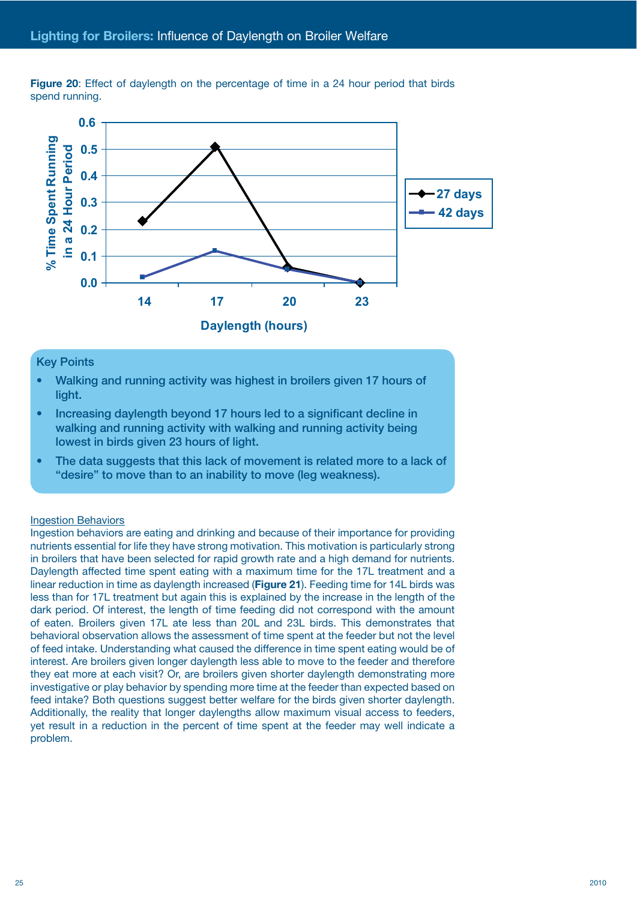**Figure 20**: Effect of daylength on the percentage of time in a 24 hour period that birds spend running.

**Key Points**

- Walking and running activity was highest in broilers given 17 hours of light.
- Increasing daylength beyond 17 hours led to a significant decline in walking and running activity with walking and running activity being lowest in birds given 23 hours of light.
- The data suggests that this lack of movement is related more to a lack of "desire" to move than to an inability to move (leg weakness).

Ingestion Behaviors

Ingestion behaviors are eating and drinking and because of their importance for providing nutrients essential for life they have strong motivation. This motivation is particularly strong in broilers that have been selected for rapid growth rate and a high demand for nutrients. Daylength affected time spent eating with a maximum time for the 17L treatment and a linear reduction in time as daylength increased (**Figure 21**). Feeding time for 14L birds was less than for 17L treatment but again this is explained by the increase in the length of the dark period. Of interest, the length of time feeding did not correspond with the amount of eaten. Broilers given 17L ate less than 20L and 23L birds. This demonstrates that behavioral observation allows the assessment of time spent at the feeder but not the level of feed intake. Understanding what caused the difference in time spent eating would be of interest. Are broilers given longer daylength less able to move to the feeder and therefore they eat more at each visit? Or, are broilers given shorter daylength demonstrating more investigative or play behavior by spending more time at the feeder than expected based on feed intake? Both questions suggest better welfare for the birds given shorter daylength. Additionally, the reality that longer daylengths allow maximum visual access to feeders, yet result in a reduction in the percent of time spent at the feeder may well indicate a problem.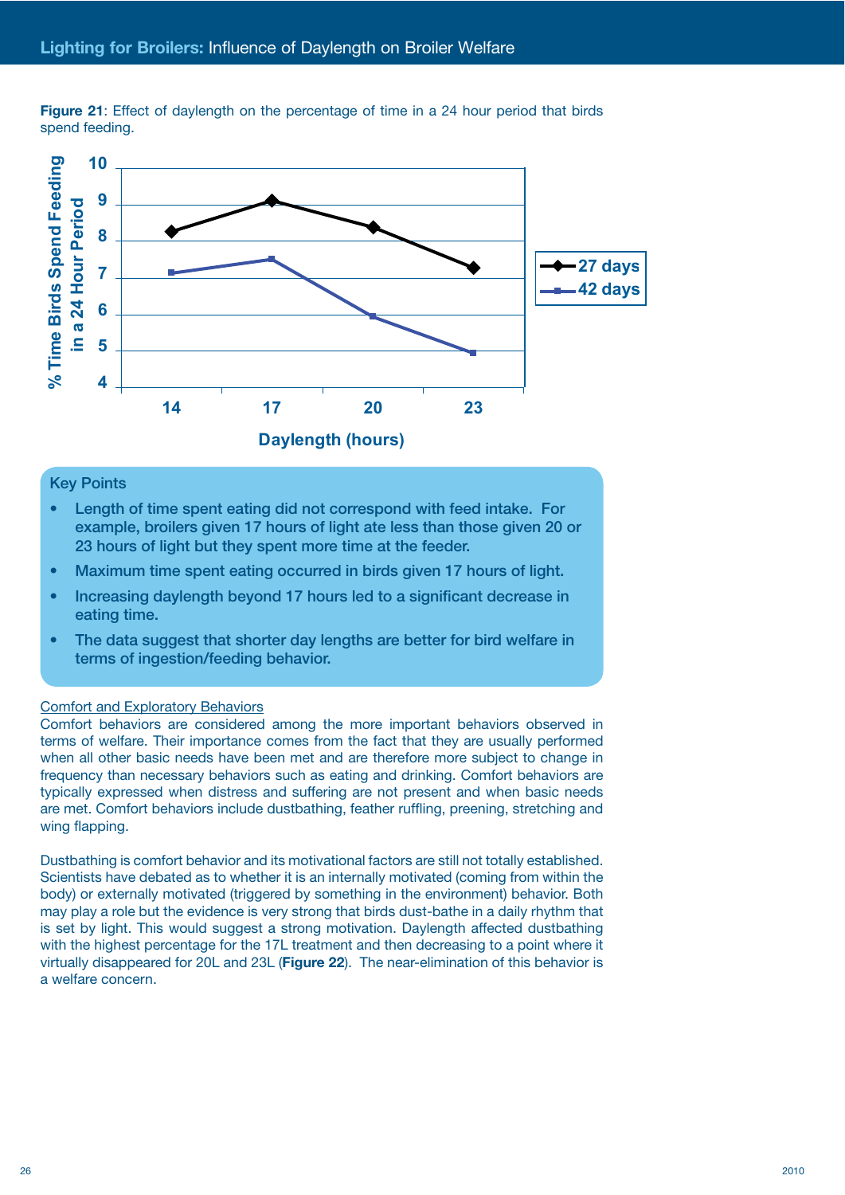**Figure 21**: Effect of daylength on the percentage of time in a 24 hour period that birds spend feeding.

Key Points

- Length of time spent eating did not correspond with feed intake. For example, broilers given 17 hours of light ate less than those given 20 or 23 hours of light but they spent more time at the feeder.
- Maximum time spent eating occurred in birds given 17 hours of light.
- Increasing daylength beyond 17 hours led to a significant decrease in eating time.
- The data suggest that shorter day lengths are better for bird welfare in terms of ingestion/feeding behavior.

Comfort and Exploratory Behaviors

Comfort behaviors are considered among the more important behaviors observed in terms of welfare. Their importance comes from the fact that they are usually performed when all other basic needs have been met and are therefore more subject to change in frequency than necessary behaviors such as eating and drinking. Comfort behaviors are typically expressed when distress and suffering are not present and when basic needs are met. Comfort behaviors include dustbathing, feather ruffling, preening, stretching and wing flapping.

Dustbathing is comfort behavior and its motivational factors are still not totally established. Scientists have debated as to whether it is an internally motivated (coming from within the body) or externally motivated (triggered by something in the environment) behavior. Both may play a role but the evidence is very strong that birds dust-bathe in a daily rhythm that is set by light. This would suggest a strong motivation. Daylength affected dustbathing with the highest percentage for the 17L treatment and then decreasing to a point where it virtually disappeared for 20L and 23L (**Figure 22**). The near-elimination of this behavior is a welfare concern.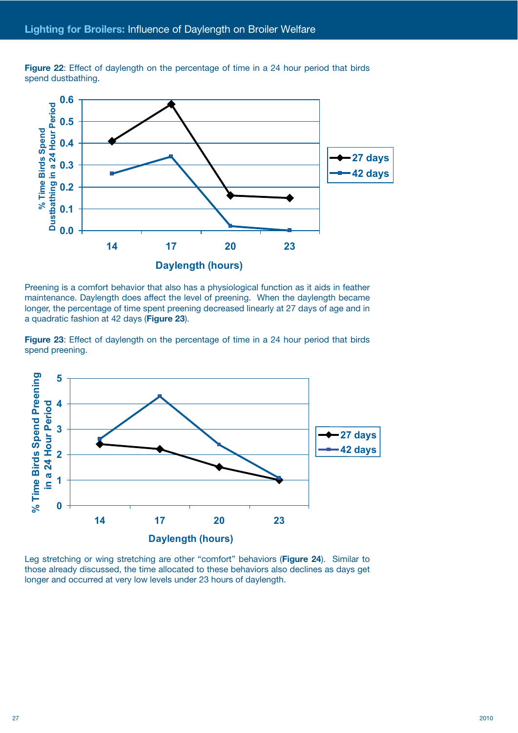**Figure 22**: Effect of daylength on the percentage of time in a 24 hour period that birds spend dustbathing.

Preening is a comfort behavior that also has a physiological function as it aids in feather maintenance. Daylength does affect the level of preening. When the daylength became longer, the percentage of time spent preening decreased linearly at 27 days of age and in a quadratic fashion at 42 days (**Figure 23**).

**Figure 23**: Effect of daylength on the percentage of time in a 24 hour period that birds spend preening.

Leg stretching or wing stretching are other "comfort" behaviors (**Figure 24**). Similar to those already discussed, the time allocated to these behaviors also declines as days get longer and occurred at very low levels under 23 hours of daylength.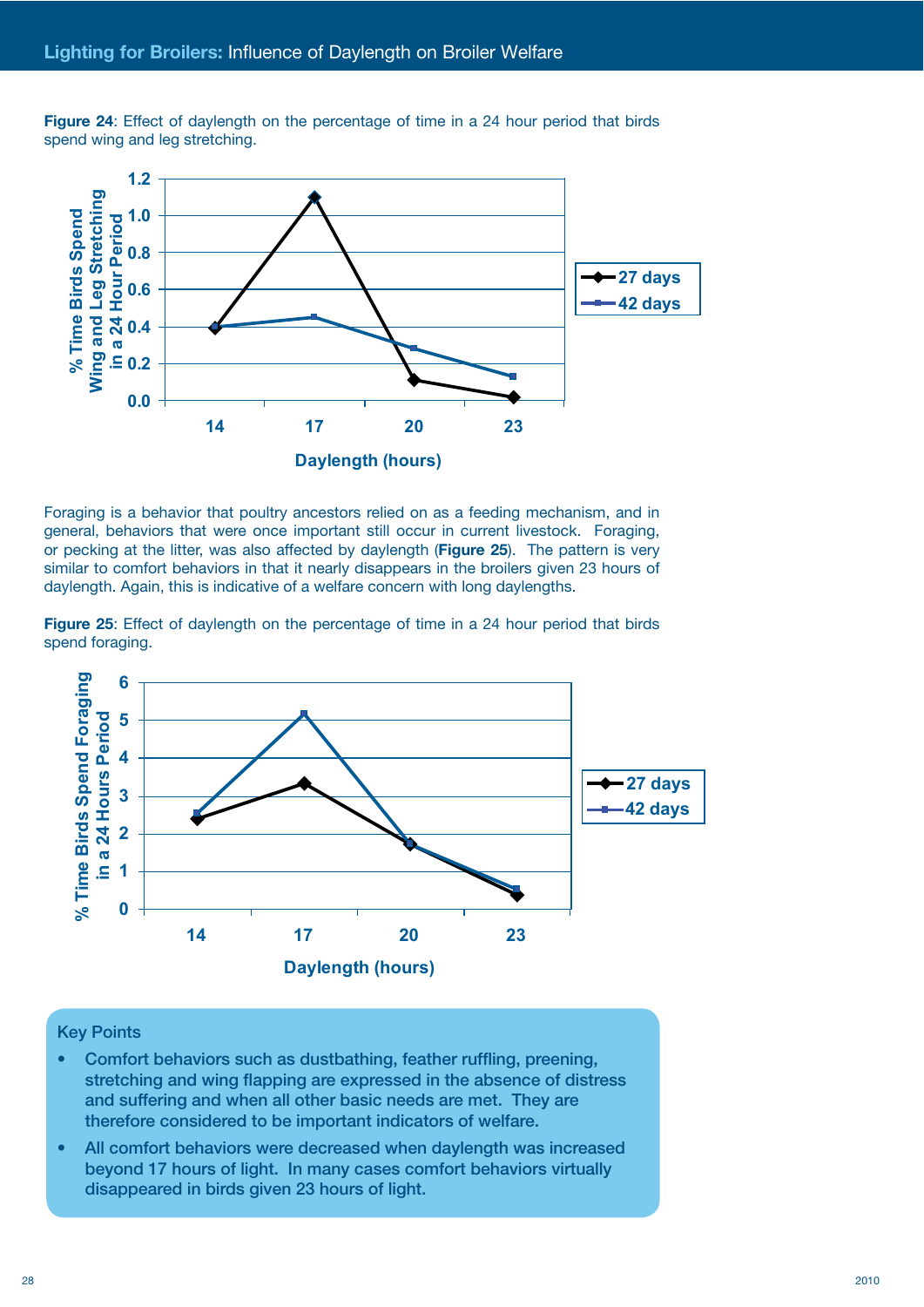**Figure 24**: Effect of daylength on the percentage of time in a 24 hour period that birds spend wing and leg stretching.

Foraging is a behavior that poultry ancestors relied on as a feeding mechanism, and in general, behaviors that were once important still occur in current livestock. Foraging, or pecking at the litter, was also affected by daylength (**Figure 25**). The pattern is very similar to comfort behaviors in that it nearly disappears in the broilers given 23 hours of daylength. Again, this is indicative of a welfare concern with long daylengths.

**Figure 25**: Effect of daylength on the percentage of time in a 24 hour period that birds spend foraging.

Key Points

- Comfort behaviors such as dustbathing, feather ruffling, preening, stretching and wing flapping are expressed in the absence of distress and suffering and when all other basic needs are met. They are therefore considered to be important indicators of welfare.
- All comfort behaviors were decreased when daylength was increased beyond 17 hours of light. In many cases comfort behaviors virtually disappeared in birds given 23 hours of light.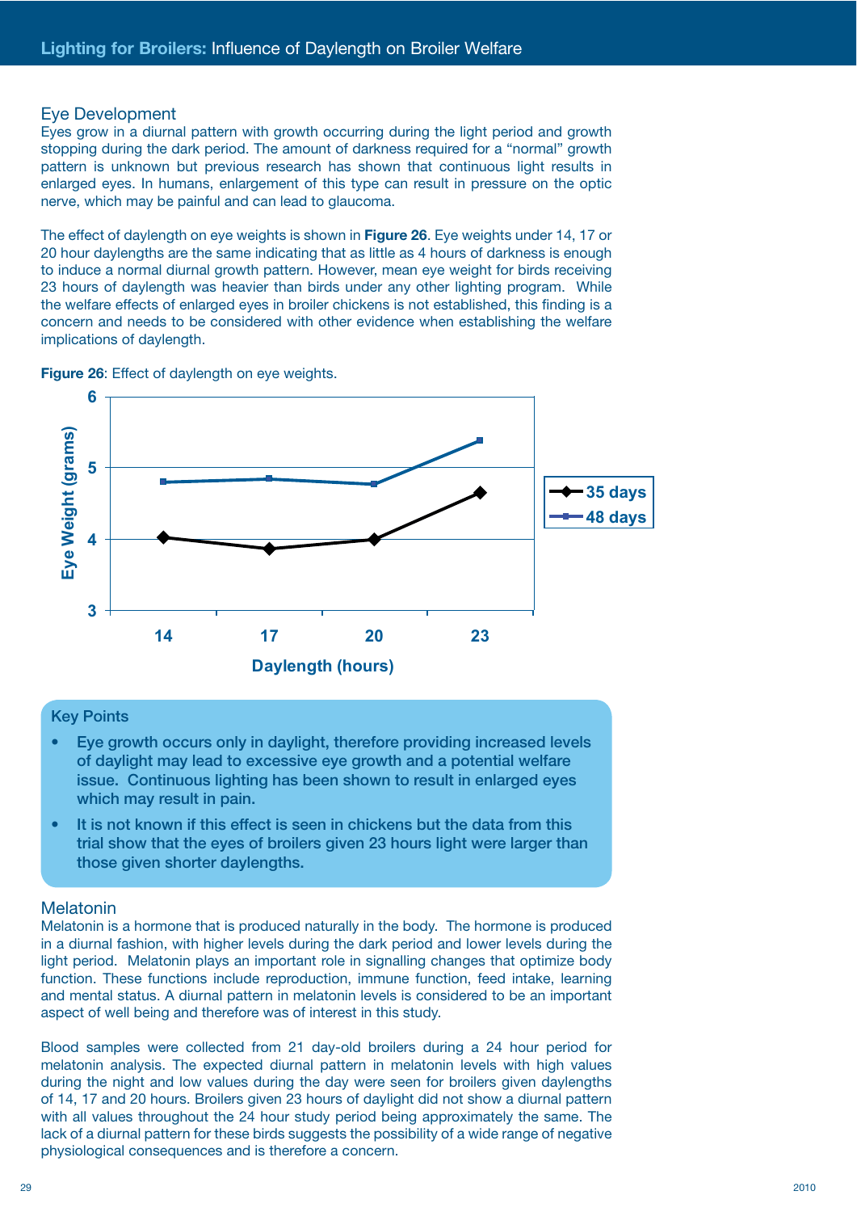## Eye Development

Eyes grow in a diurnal pattern with growth occurring during the light period and growth stopping during the dark period. The amount of darkness required for a "normal" growth pattern is unknown but previous research has shown that continuous light results in enlarged eyes. In humans, enlargement of this type can result in pressure on the optic nerve, which may be painful and can lead to glaucoma.

The effect of daylength on eye weights is shown in **Figure 26**. Eye weights under 14, 17 or 20 hour daylengths are the same indicating that as little as 4 hours of darkness is enough to induce a normal diurnal growth pattern. However, mean eye weight for birds receiving 23 hours of daylength was heavier than birds under any other lighting program. While the welfare effects of enlarged eyes in broiler chickens is not established, this finding is a concern and needs to be considered with other evidence when establishing the welfare implications of daylength.

**Figure 26**: Effect of daylength on eye weights.

| Daylength (hours) | 35 days Eye Weight (grams) | 48 days Eye Weight (grams) |
|---|---|---|
| 14 | ~4.03 | ~4.8 |
| 17 | ~3.87 | ~4.85 |
| 20 | ~4.0 | ~4.78 |
| 23 | ~4.66 | ~5.38 |

### Key Points

- **Eye growth occurs only in daylight, therefore providing increased levels of daylight may lead to excessive eye growth and a potential welfare issue. Continuous lighting has been shown to result in enlarged eyes which may result in pain.**
- **It is not known if this effect is seen in chickens but the data from this trial show that the eyes of broilers given 23 hours light were larger than those given shorter daylengths.**

## Melatonin

Melatonin is a hormone that is produced naturally in the body. The hormone is produced in a diurnal fashion, with higher levels during the dark period and lower levels during the light period. Melatonin plays an important role in signalling changes that optimize body function. These functions include reproduction, immune function, feed intake, learning and mental status. A diurnal pattern in melatonin levels is considered to be an important aspect of well being and therefore was of interest in this study.

Blood samples were collected from 21 day-old broilers during a 24 hour period for melatonin analysis. The expected diurnal pattern in melatonin levels with high values during the night and low values during the day were seen for broilers given daylengths of 14, 17 and 20 hours. Broilers given 23 hours of daylight did not show a diurnal pattern with all values throughout the 24 hour study period being approximately the same. The lack of a diurnal pattern for these birds suggests the possibility of a wide range of negative physiological consequences and is therefore a concern.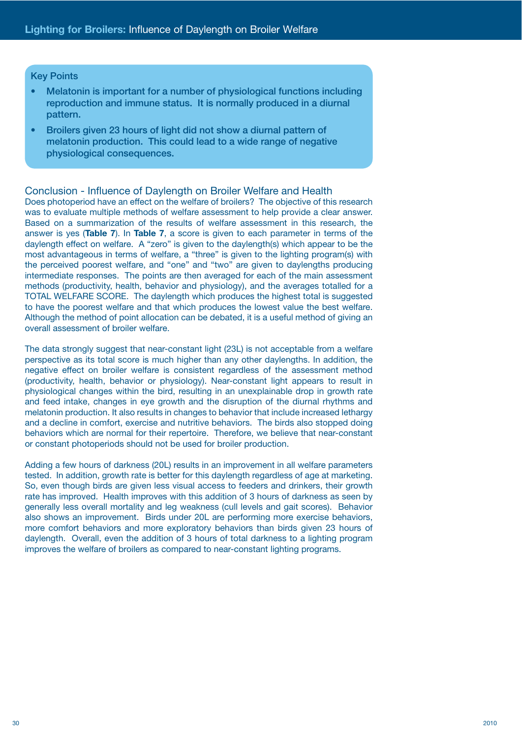**Key Points**

- Melatonin is important for a number of physiological functions including reproduction and immune status. It is normally produced in a diurnal pattern.
- Broilers given 23 hours of light did not show a diurnal pattern of melatonin production. This could lead to a wide range of negative physiological consequences.

## Conclusion - Influence of Daylength on Broiler Welfare and Health

Does photoperiod have an effect on the welfare of broilers? The objective of this research was to evaluate multiple methods of welfare assessment to help provide a clear answer. Based on a summarization of the results of welfare assessment in this research, the answer is yes (**Table 7**). In **Table 7**, a score is given to each parameter in terms of the daylength effect on welfare. A "zero" is given to the daylength(s) which appear to be the most advantageous in terms of welfare, a "three" is given to the lighting program(s) with the perceived poorest welfare, and "one" and "two" are given to daylengths producing intermediate responses. The points are then averaged for each of the main assessment methods (productivity, health, behavior and physiology), and the averages totalled for a TOTAL WELFARE SCORE. The daylength which produces the highest total is suggested to have the poorest welfare and that which produces the lowest value the best welfare. Although the method of point allocation can be debated, it is a useful method of giving an overall assessment of broiler welfare.

The data strongly suggest that near-constant light (23L) is not acceptable from a welfare perspective as its total score is much higher than any other daylengths. In addition, the negative effect on broiler welfare is consistent regardless of the assessment method (productivity, health, behavior or physiology). Near-constant light appears to result in physiological changes within the bird, resulting in an unexplainable drop in growth rate and feed intake, changes in eye growth and the disruption of the diurnal rhythms and melatonin production. It also results in changes to behavior that include increased lethargy and a decline in comfort, exercise and nutritive behaviors. The birds also stopped doing behaviors which are normal for their repertoire. Therefore, we believe that near-constant or constant photoperiods should not be used for broiler production.

Adding a few hours of darkness (20L) results in an improvement in all welfare parameters tested. In addition, growth rate is better for this daylength regardless of age at marketing. So, even though birds are given less visual access to feeders and drinkers, their growth rate has improved. Health improves with this addition of 3 hours of darkness as seen by generally less overall mortality and leg weakness (cull levels and gait scores). Behavior also shows an improvement. Birds under 20L are performing more exercise behaviors, more comfort behaviors and more exploratory behaviors than birds given 23 hours of daylength. Overall, even the addition of 3 hours of total darkness to a lighting program improves the welfare of broilers as compared to near-constant lighting programs.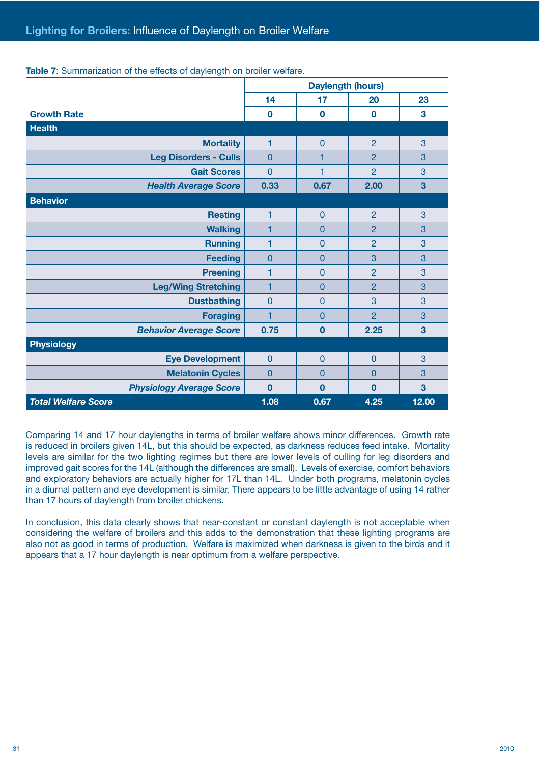**Table 7**: Summarization of the effects of daylength on broiler welfare.

| | Daylength (hours) | | | |
|---|---|---|---|---|
| | **14** | **17** | **20** | **23** |
| **Growth Rate** | **0** | **0** | **0** | **3** |
| **Health** | | | | |
| Mortality | 1 | 0 | 2 | 3 |
| Leg Disorders - Culls | 0 | 1 | 2 | 3 |
| Gait Scores | 0 | 1 | 2 | 3 |
| ***Health Average Score*** | **0.33** | **0.67** | **2.00** | **3** |
| **Behavior** | | | | |
| Resting | 1 | 0 | 2 | 3 |
| Walking | 1 | 0 | 2 | 3 |
| Running | 1 | 0 | 2 | 3 |
| Feeding | 0 | 0 | 3 | 3 |
| Preening | 1 | 0 | 2 | 3 |
| Leg/Wing Stretching | 1 | 0 | 2 | 3 |
| Dustbathing | 0 | 0 | 3 | 3 |
| Foraging | 1 | 0 | 2 | 3 |
| ***Behavior Average Score*** | **0.75** | **0** | **2.25** | **3** |
| **Physiology** | | | | |
| Eye Development | 0 | 0 | 0 | 3 |
| Melatonin Cycles | 0 | 0 | 0 | 3 |
| ***Physiology Average Score*** | **0** | **0** | **0** | **3** |
| ***Total Welfare Score*** | **1.08** | **0.67** | **4.25** | **12.00** |

Comparing 14 and 17 hour daylengths in terms of broiler welfare shows minor differences. Growth rate is reduced in broilers given 14L, but this should be expected, as darkness reduces feed intake. Mortality levels are similar for the two lighting regimes but there are lower levels of culling for leg disorders and improved gait scores for the 14L (although the differences are small). Levels of exercise, comfort behaviors and exploratory behaviors are actually higher for 17L than 14L. Under both programs, melatonin cycles in a diurnal pattern and eye development is similar. There appears to be little advantage of using 14 rather than 17 hours of daylength from broiler chickens.

In conclusion, this data clearly shows that near-constant or constant daylength is not acceptable when considering the welfare of broilers and this adds to the demonstration that these lighting programs are also not as good in terms of production. Welfare is maximized when darkness is given to the birds and it appears that a 17 hour daylength is near optimum from a welfare perspective.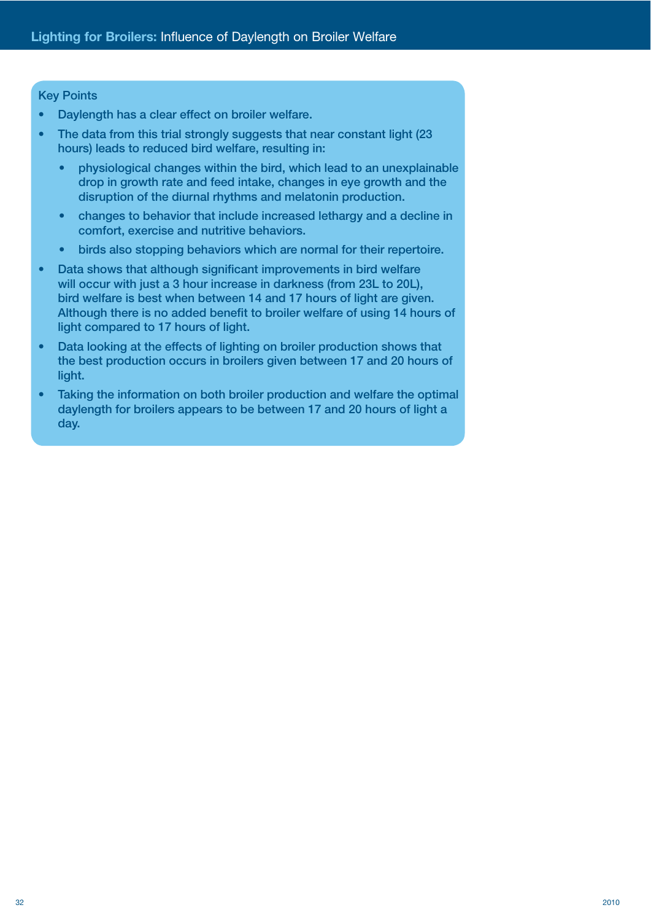## Key Points

- Daylength has a clear effect on broiler welfare.
- The data from this trial strongly suggests that near constant light (23 hours) leads to reduced bird welfare, resulting in:
  - physiological changes within the bird, which lead to an unexplainable drop in growth rate and feed intake, changes in eye growth and the disruption of the diurnal rhythms and melatonin production.
  - changes to behavior that include increased lethargy and a decline in comfort, exercise and nutritive behaviors.
  - birds also stopping behaviors which are normal for their repertoire.
- Data shows that although significant improvements in bird welfare will occur with just a 3 hour increase in darkness (from 23L to 20L), bird welfare is best when between 14 and 17 hours of light are given. Although there is no added benefit to broiler welfare of using 14 hours of light compared to 17 hours of light.
- Data looking at the effects of lighting on broiler production shows that the best production occurs in broilers given between 17 and 20 hours of light.
- Taking the information on both broiler production and welfare the optimal daylength for broilers appears to be between 17 and 20 hours of light a day.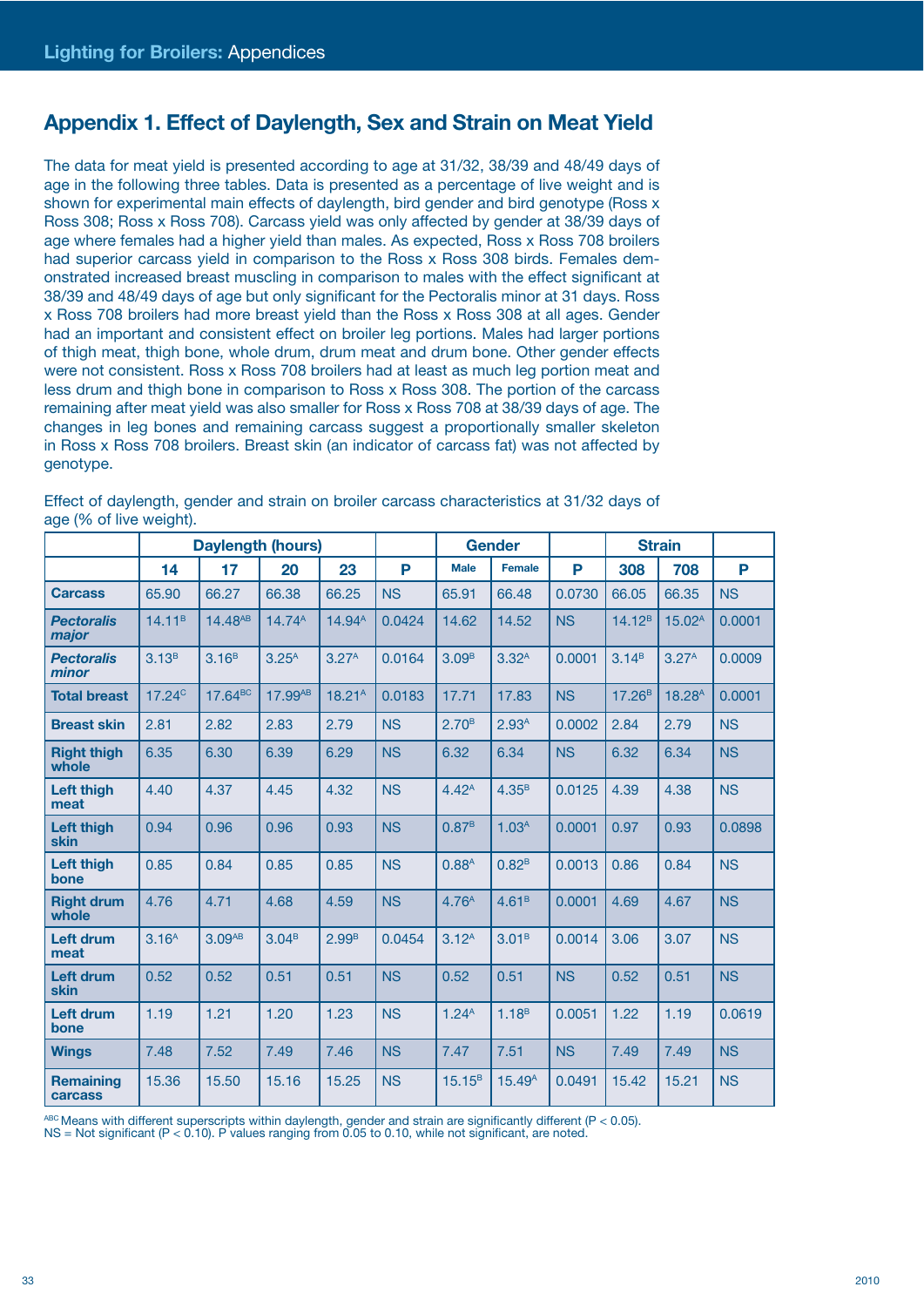## Appendix 1. Effect of Daylength, Sex and Strain on Meat Yield

The data for meat yield is presented according to age at 31/32, 38/39 and 48/49 days of age in the following three tables. Data is presented as a percentage of live weight and is shown for experimental main effects of daylength, bird gender and bird genotype (Ross x Ross 308; Ross x Ross 708). Carcass yield was only affected by gender at 38/39 days of age where females had a higher yield than males. As expected, Ross x Ross 708 broilers had superior carcass yield in comparison to the Ross x Ross 308 birds. Females demonstrated increased breast muscling in comparison to males with the effect significant at 38/39 and 48/49 days of age but only significant for the Pectoralis minor at 31 days. Ross x Ross 708 broilers had more breast yield than the Ross x Ross 308 at all ages. Gender had an important and consistent effect on broiler leg portions. Males had larger portions of thigh meat, thigh bone, whole drum, drum meat and drum bone. Other gender effects were not consistent. Ross x Ross 708 broilers had at least as much leg portion meat and less drum and thigh bone in comparison to Ross x Ross 308. The portion of the carcass remaining after meat yield was also smaller for Ross x Ross 708 at 38/39 days of age. The changes in leg bones and remaining carcass suggest a proportionally smaller skeleton in Ross x Ross 708 broilers. Breast skin (an indicator of carcass fat) was not affected by genotype.

Effect of daylength, gender and strain on broiler carcass characteristics at 31/32 days of age (% of live weight).

| | Daylength (hours) | | | | | Gender | | | Strain | | |
|---|---|---|---|---|---|---|---|---|---|---|---|
| | 14 | 17 | 20 | 23 | P | Male | Female | P | 308 | 708 | P |
| **Carcass** | 65.90 | 66.27 | 66.38 | 66.25 | NS | 65.91 | 66.48 | 0.0730 | 66.05 | 66.35 | NS |
| ***Pectoralis major*** | 14.11$^{B}$ | 14.48$^{AB}$ | 14.74$^{A}$ | 14.94$^{A}$ | 0.0424 | 14.62 | 14.52 | NS | 14.12$^{B}$ | 15.02$^{A}$ | 0.0001 |
| ***Pectoralis minor*** | 3.13$^{B}$ | 3.16$^{B}$ | 3.25$^{A}$ | 3.27$^{A}$ | 0.0164 | 3.09$^{B}$ | 3.32$^{A}$ | 0.0001 | 3.14$^{B}$ | 3.27$^{A}$ | 0.0009 |
| **Total breast** | 17.24$^{C}$ | 17.64$^{BC}$ | 17.99$^{AB}$ | 18.21$^{A}$ | 0.0183 | 17.71 | 17.83 | NS | 17.26$^{B}$ | 18.28$^{A}$ | 0.0001 |
| **Breast skin** | 2.81 | 2.82 | 2.83 | 2.79 | NS | 2.70$^{B}$ | 2.93$^{A}$ | 0.0002 | 2.84 | 2.79 | NS |
| **Right thigh whole** | 6.35 | 6.30 | 6.39 | 6.29 | NS | 6.32 | 6.34 | NS | 6.32 | 6.34 | NS |
| **Left thigh meat** | 4.40 | 4.37 | 4.45 | 4.32 | NS | 4.42$^{A}$ | 4.35$^{B}$ | 0.0125 | 4.39 | 4.38 | NS |
| **Left thigh skin** | 0.94 | 0.96 | 0.96 | 0.93 | NS | 0.87$^{B}$ | 1.03$^{A}$ | 0.0001 | 0.97 | 0.93 | 0.0898 |
| **Left thigh bone** | 0.85 | 0.84 | 0.85 | 0.85 | NS | 0.88$^{A}$ | 0.82$^{B}$ | 0.0013 | 0.86 | 0.84 | NS |
| **Right drum whole** | 4.76 | 4.71 | 4.68 | 4.59 | NS | 4.76$^{A}$ | 4.61$^{B}$ | 0.0001 | 4.69 | 4.67 | NS |
| **Left drum meat** | 3.16$^{A}$ | 3.09$^{AB}$ | 3.04$^{B}$ | 2.99$^{B}$ | 0.0454 | 3.12$^{A}$ | 3.01$^{B}$ | 0.0014 | 3.06 | 3.07 | NS |
| **Left drum skin** | 0.52 | 0.52 | 0.51 | 0.51 | NS | 0.52 | 0.51 | NS | 0.52 | 0.51 | NS |
| **Left drum bone** | 1.19 | 1.21 | 1.20 | 1.23 | NS | 1.24$^{A}$ | 1.18$^{B}$ | 0.0051 | 1.22 | 1.19 | 0.0619 |
| **Wings** | 7.48 | 7.52 | 7.49 | 7.46 | NS | 7.47 | 7.51 | NS | 7.49 | 7.49 | NS |
| **Remaining carcass** | 15.36 | 15.50 | 15.16 | 15.25 | NS | 15.15$^{B}$ | 15.49$^{A}$ | 0.0491 | 15.42 | 15.21 | NS |

[ABC] Means with different superscripts within daylength, gender and strain are significantly different ($P < 0.05$).
NS = Not significant ($P < 0.10$). P values ranging from 0.05 to 0.10, while not significant, are noted.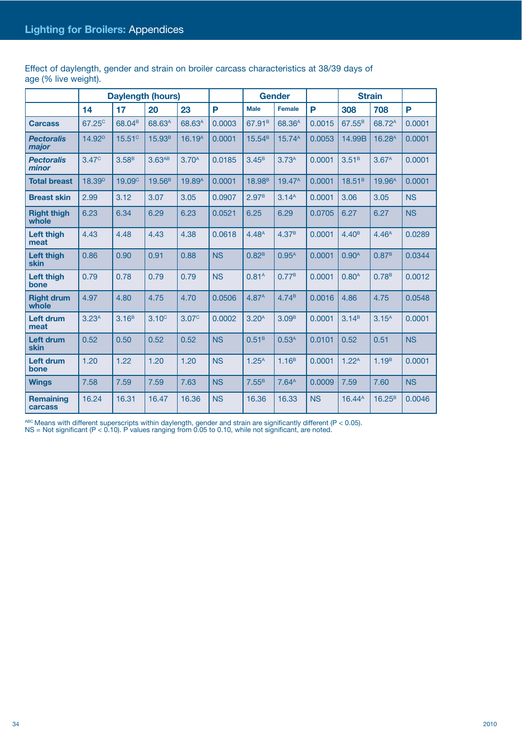Effect of daylength, gender and strain on broiler carcass characteristics at 38/39 days of age (% live weight).

| | Daylength (hours) | | | | | Gender | | | Strain | | |
|---|---|---|---|---|---|---|---|---|---|---|---|
| | 14 | 17 | 20 | 23 | P | Male | Female | P | 308 | 708 | P |
| **Carcass** | 67.25$^{C}$ | 68.04$^{B}$ | 68.63$^{A}$ | 68.63$^{A}$ | 0.0003 | 67.91$^{B}$ | 68.36$^{A}$ | 0.0015 | 67.55$^{B}$ | 68.72$^{A}$ | 0.0001 |
| ***Pectoralis major*** | 14.92$^{D}$ | 15.51$^{C}$ | 15.93$^{B}$ | 16.19$^{A}$ | 0.0001 | 15.54$^{B}$ | 15.74$^{A}$ | 0.0053 | 14.99B | 16.28$^{A}$ | 0.0001 |
| ***Pectoralis minor*** | 3.47$^{C}$ | 3.58$^{B}$ | 3.63$^{AB}$ | 3.70$^{A}$ | 0.0185 | 3.45$^{B}$ | 3.73$^{A}$ | 0.0001 | 3.51$^{B}$ | 3.67$^{A}$ | 0.0001 |
| **Total breast** | 18.39$^{D}$ | 19.09$^{C}$ | 19.56$^{B}$ | 19.89$^{A}$ | 0.0001 | 18.98$^{B}$ | 19.47$^{A}$ | 0.0001 | 18.51$^{B}$ | 19.96$^{A}$ | 0.0001 |
| **Breast skin** | 2.99 | 3.12 | 3.07 | 3.05 | 0.0907 | 2.97$^{B}$ | 3.14$^{A}$ | 0.0001 | 3.06 | 3.05 | NS |
| **Right thigh whole** | 6.23 | 6.34 | 6.29 | 6.23 | 0.0521 | 6.25 | 6.29 | 0.0705 | 6.27 | 6.27 | NS |
| **Left thigh meat** | 4.43 | 4.48 | 4.43 | 4.38 | 0.0618 | 4.48$^{A}$ | 4.37$^{B}$ | 0.0001 | 4.40$^{B}$ | 4.46$^{A}$ | 0.0289 |
| **Left thigh skin** | 0.86 | 0.90 | 0.91 | 0.88 | NS | 0.82$^{B}$ | 0.95$^{A}$ | 0.0001 | 0.90$^{A}$ | 0.87$^{B}$ | 0.0344 |
| **Left thigh bone** | 0.79 | 0.78 | 0.79 | 0.79 | NS | 0.81$^{A}$ | 0.77$^{B}$ | 0.0001 | 0.80$^{A}$ | 0.78$^{B}$ | 0.0012 |
| **Right drum whole** | 4.97 | 4.80 | 4.75 | 4.70 | 0.0506 | 4.87$^{A}$ | 4.74$^{B}$ | 0.0016 | 4.86 | 4.75 | 0.0548 |
| **Left drum meat** | 3.23$^{A}$ | 3.16$^{B}$ | 3.10$^{C}$ | 3.07$^{C}$ | 0.0002 | 3.20$^{A}$ | 3.09$^{B}$ | 0.0001 | 3.14$^{B}$ | 3.15$^{A}$ | 0.0001 |
| **Left drum skin** | 0.52 | 0.50 | 0.52 | 0.52 | NS | 0.51$^{B}$ | 0.53$^{A}$ | 0.0101 | 0.52 | 0.51 | NS |
| **Left drum bone** | 1.20 | 1.22 | 1.20 | 1.20 | NS | 1.25$^{A}$ | 1.16$^{B}$ | 0.0001 | 1.22$^{A}$ | 1.19$^{B}$ | 0.0001 |
| **Wings** | 7.58 | 7.59 | 7.59 | 7.63 | NS | 7.55$^{B}$ | 7.64$^{A}$ | 0.0009 | 7.59 | 7.60 | NS |
| **Remaining carcass** | 16.24 | 16.31 | 16.47 | 16.36 | NS | 16.36 | 16.33 | NS | 16.44$^{A}$ | 16.25$^{B}$ | 0.0046 |

$^{ABC}$ Means with different superscripts within daylength, gender and strain are significantly different ($P < 0.05$).
NS = Not significant ($P < 0.10$). P values ranging from 0.05 to 0.10, while not significant, are noted.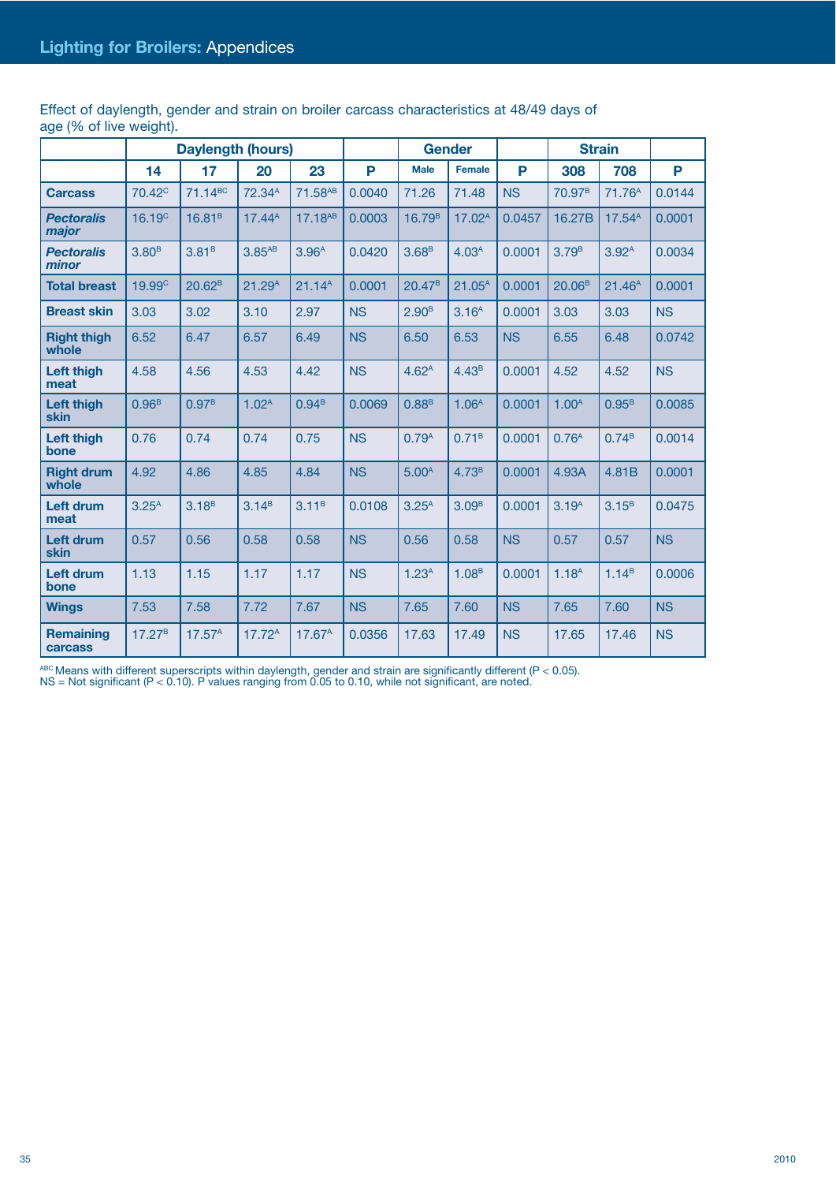Effect of daylength, gender and strain on broiler carcass characteristics at 48/49 days of age (% of live weight).

| | Daylength (hours) | | | | | Gender | | | Strain | | |
|---|---|---|---|---|---|---|---|---|---|---|---|
| | 14 | 17 | 20 | 23 | P | Male | Female | P | 308 | 708 | P |
| **Carcass** | 70.42$^{C}$ | 71.14$^{BC}$ | 72.34$^{A}$ | 71.58$^{AB}$ | 0.0040 | 71.26 | 71.48 | NS | 70.97$^{B}$ | 71.76$^{A}$ | 0.0144 |
| ***Pectoralis major*** | 16.19$^{C}$ | 16.81$^{B}$ | 17.44$^{A}$ | 17.18$^{AB}$ | 0.0003 | 16.79$^{B}$ | 17.02$^{A}$ | 0.0457 | 16.27B | 17.54$^{A}$ | 0.0001 |
| ***Pectoralis minor*** | 3.80$^{B}$ | 3.81$^{B}$ | 3.85$^{AB}$ | 3.96$^{A}$ | 0.0420 | 3.68$^{B}$ | 4.03$^{A}$ | 0.0001 | 3.79$^{B}$ | 3.92$^{A}$ | 0.0034 |
| **Total breast** | 19.99$^{C}$ | 20.62$^{B}$ | 21.29$^{A}$ | 21.14$^{A}$ | 0.0001 | 20.47$^{B}$ | 21.05$^{A}$ | 0.0001 | 20.06$^{B}$ | 21.46$^{A}$ | 0.0001 |
| **Breast skin** | 3.03 | 3.02 | 3.10 | 2.97 | NS | 2.90$^{B}$ | 3.16$^{A}$ | 0.0001 | 3.03 | 3.03 | NS |
| **Right thigh whole** | 6.52 | 6.47 | 6.57 | 6.49 | NS | 6.50 | 6.53 | NS | 6.55 | 6.48 | 0.0742 |
| **Left thigh meat** | 4.58 | 4.56 | 4.53 | 4.42 | NS | 4.62$^{A}$ | 4.43$^{B}$ | 0.0001 | 4.52 | 4.52 | NS |
| **Left thigh skin** | 0.96$^{B}$ | 0.97$^{B}$ | 1.02$^{A}$ | 0.94$^{B}$ | 0.0069 | 0.88$^{B}$ | 1.06$^{A}$ | 0.0001 | 1.00$^{A}$ | 0.95$^{B}$ | 0.0085 |
| **Left thigh bone** | 0.76 | 0.74 | 0.74 | 0.75 | NS | 0.79$^{A}$ | 0.71$^{B}$ | 0.0001 | 0.76$^{A}$ | 0.74$^{B}$ | 0.0014 |
| **Right drum whole** | 4.92 | 4.86 | 4.85 | 4.84 | NS | 5.00$^{A}$ | 4.73$^{B}$ | 0.0001 | 4.93A | 4.81B | 0.0001 |
| **Left drum meat** | 3.25$^{A}$ | 3.18$^{B}$ | 3.14$^{B}$ | 3.11$^{B}$ | 0.0108 | 3.25$^{A}$ | 3.09$^{B}$ | 0.0001 | 3.19$^{A}$ | 3.15$^{B}$ | 0.0475 |
| **Left drum skin** | 0.57 | 0.56 | 0.58 | 0.58 | NS | 0.56 | 0.58 | NS | 0.57 | 0.57 | NS |
| **Left drum bone** | 1.13 | 1.15 | 1.17 | 1.17 | NS | 1.23$^{A}$ | 1.08$^{B}$ | 0.0001 | 1.18$^{A}$ | 1.14$^{B}$ | 0.0006 |
| **Wings** | 7.53 | 7.58 | 7.72 | 7.67 | NS | 7.65 | 7.60 | NS | 7.65 | 7.60 | NS |
| **Remaining carcass** | 17.27$^{B}$ | 17.57$^{A}$ | 17.72$^{A}$ | 17.67$^{A}$ | 0.0356 | 17.63 | 17.49 | NS | 17.65 | 17.46 | NS |

$^{ABC}$ Means with different superscripts within daylength, gender and strain are significantly different ($P < 0.05$).
NS = Not significant ($P < 0.10$). P values ranging from 0.05 to 0.10, while not significant, are noted.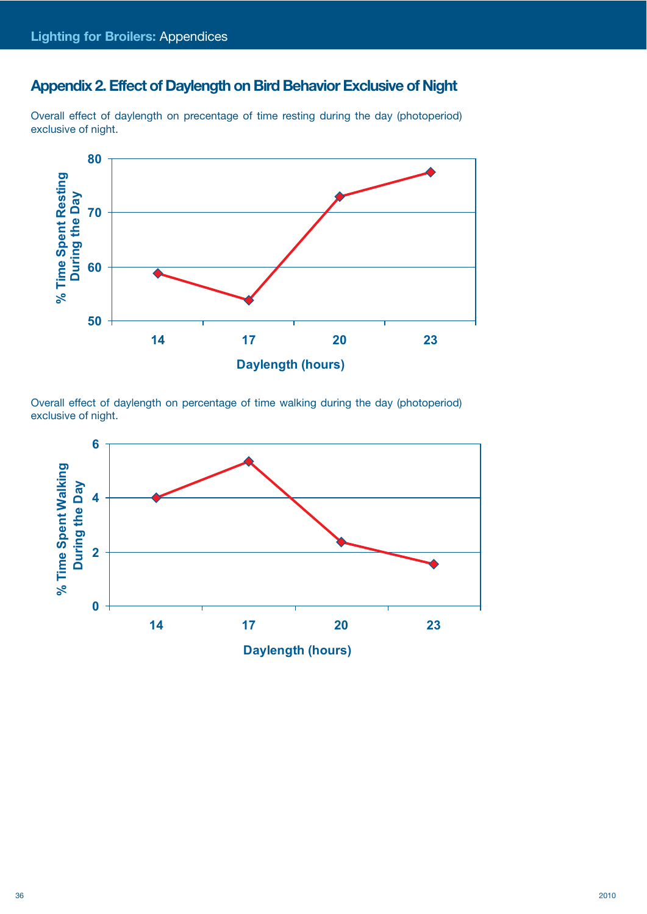## Appendix 2. Effect of Daylength on Bird Behavior Exclusive of Night

Overall effect of daylength on precentage of time resting during the day (photoperiod) exclusive of night.

Overall effect of daylength on percentage of time walking during the day (photoperiod) exclusive of night.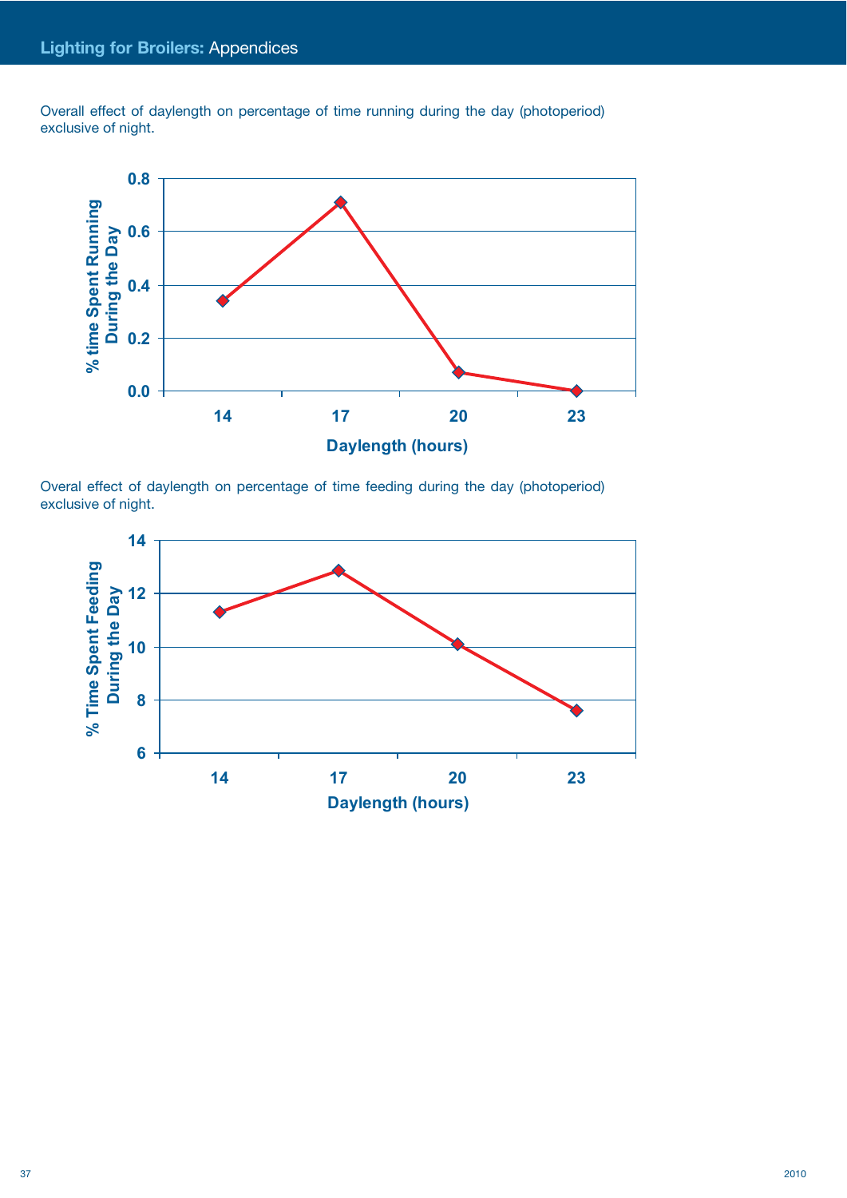Overall effect of daylength on percentage of time running during the day (photoperiod) exclusive of night.

Overal effect of daylength on percentage of time feeding during the day (photoperiod) exclusive of night.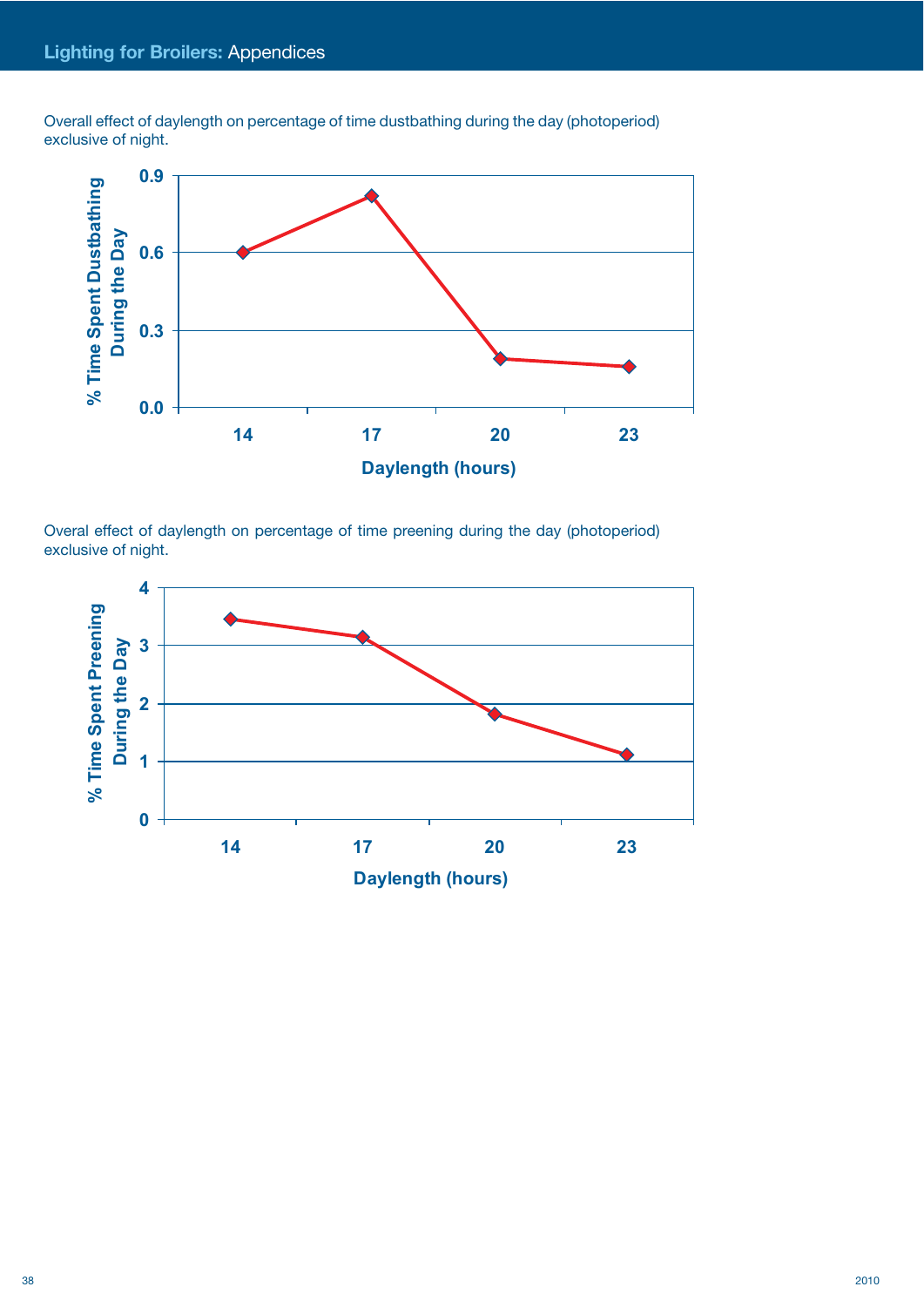Overall effect of daylength on percentage of time dustbathing during the day (photoperiod) exclusive of night.

Overal effect of daylength on percentage of time preening during the day (photoperiod) exclusive of night.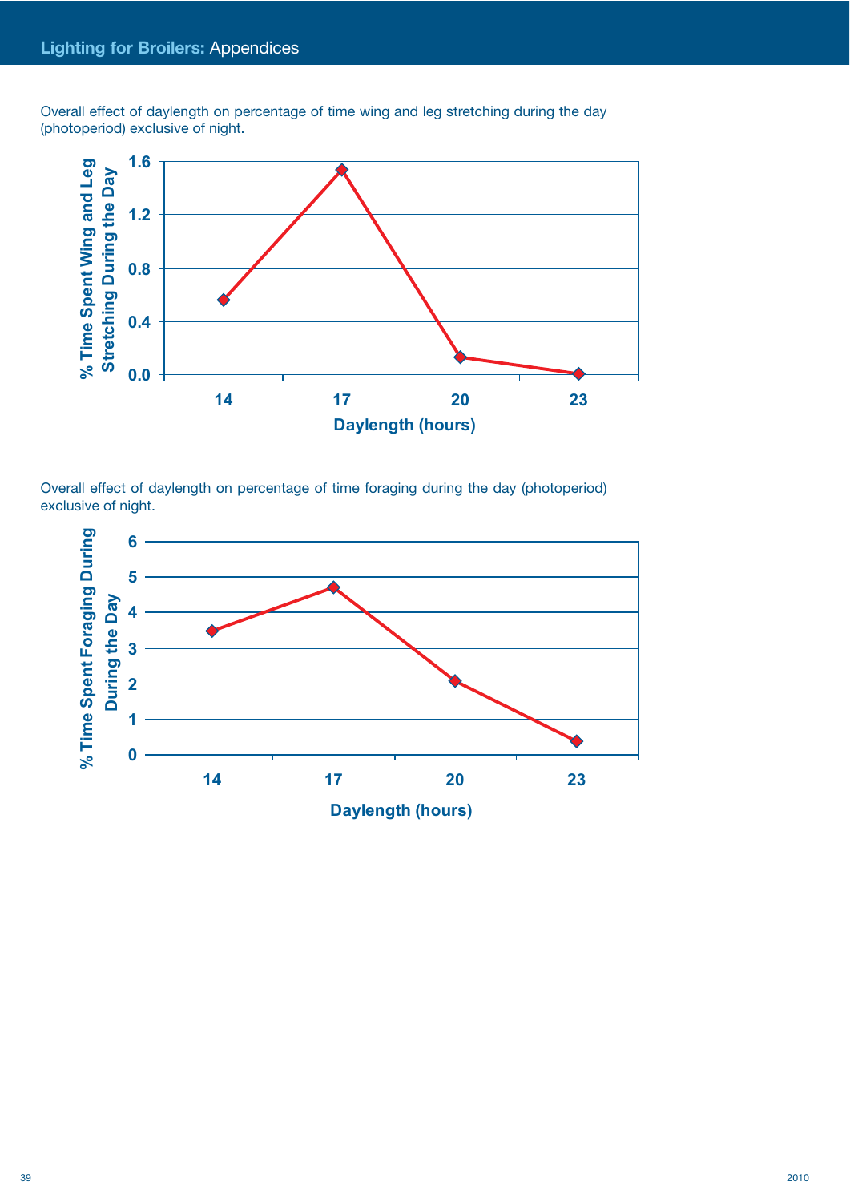Overall effect of daylength on percentage of time wing and leg stretching during the day (photoperiod) exclusive of night.

Overall effect of daylength on percentage of time foraging during the day (photoperiod) exclusive of night.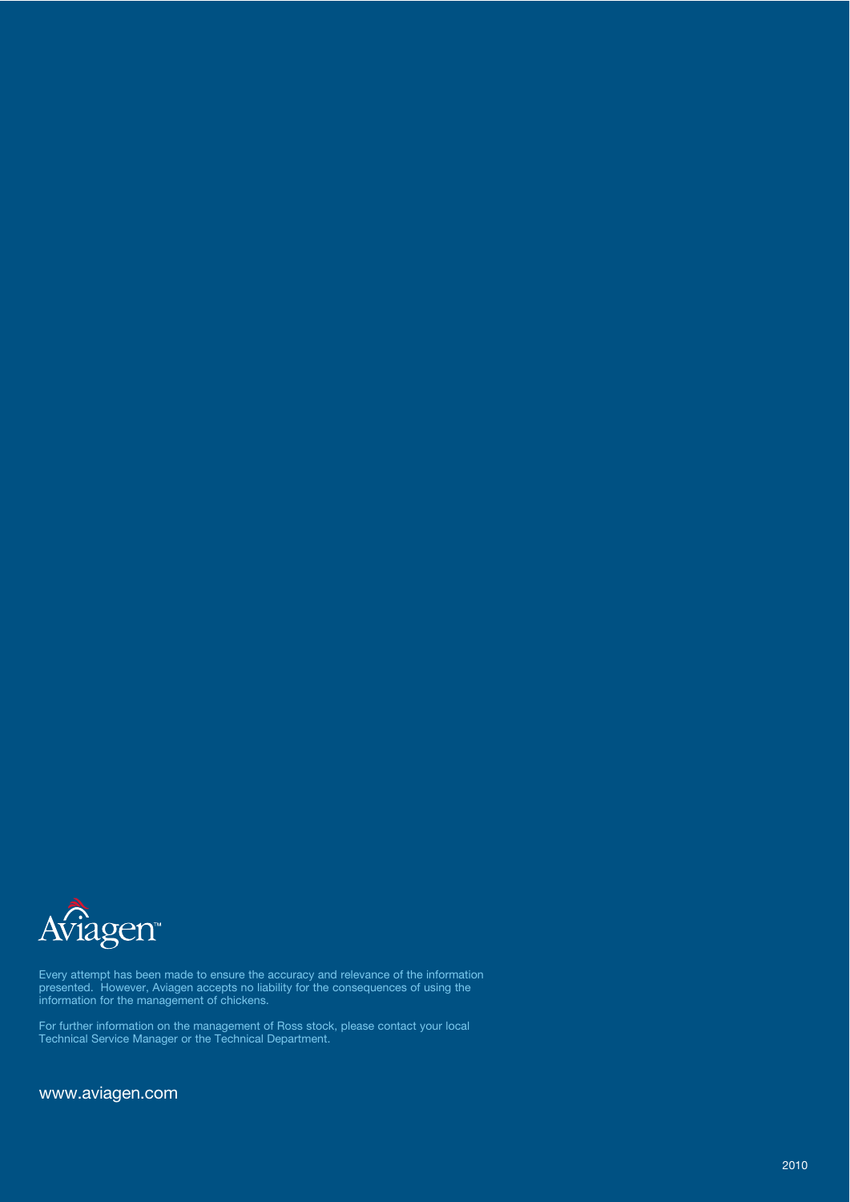Aviagen™

Every attempt has been made to ensure the accuracy and relevance of the information presented. However, Aviagen accepts no liability for the consequences of using the information for the management of chickens.

For further information on the management of Ross stock, please contact your local Technical Service Manager or the Technical Department.

www.aviagen.com

2010